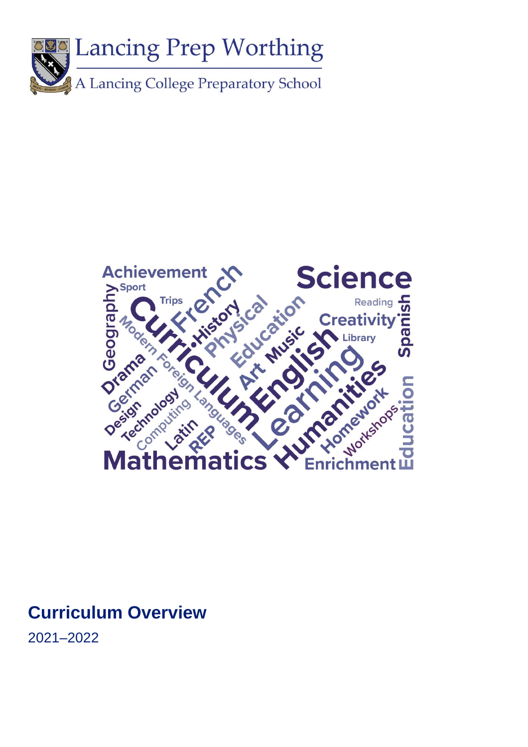Lancing Prep Worthing

A Lancing College Preparatory School

# Curriculum Overview

2021–2022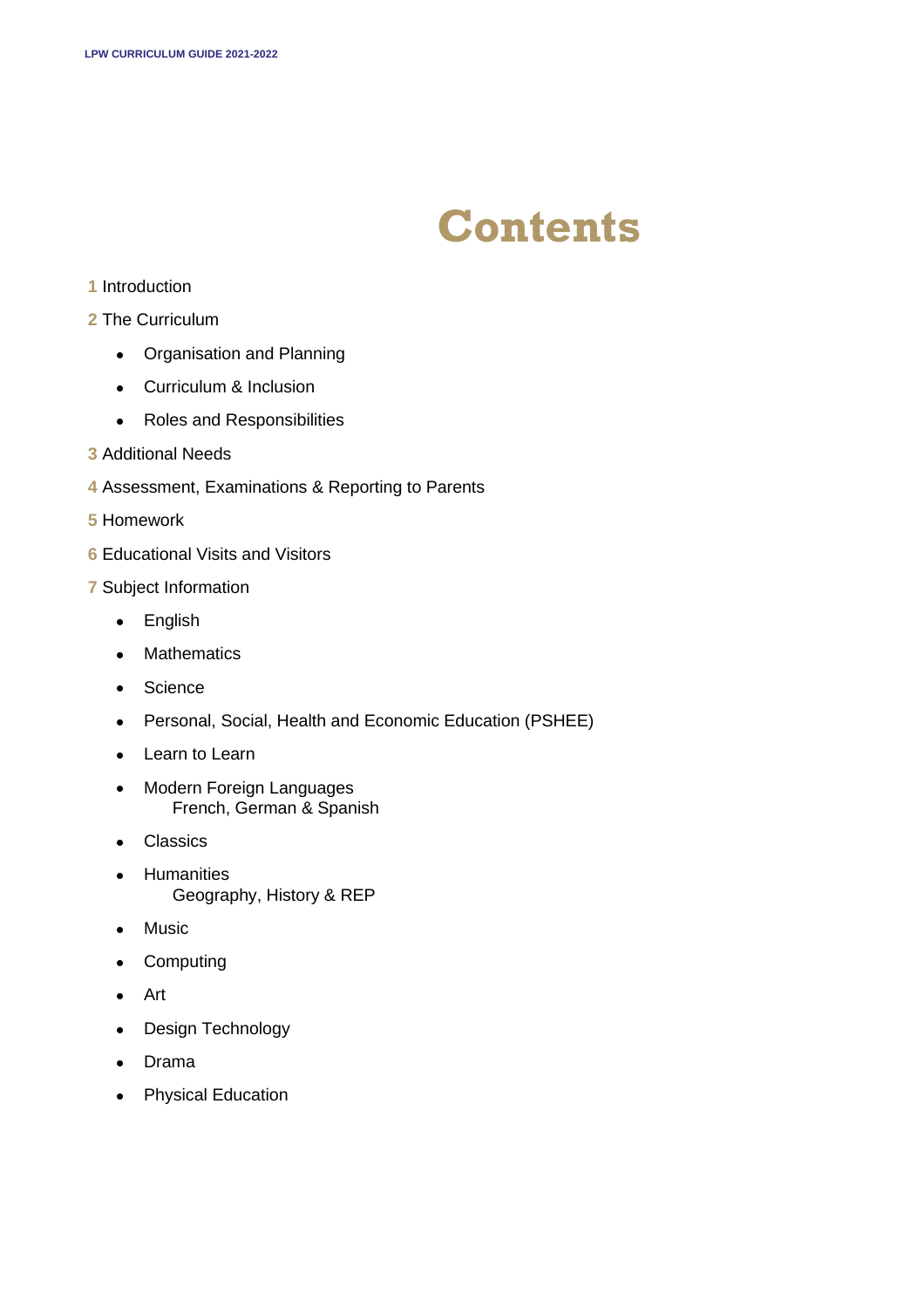# Contents

1 Introduction

2 The Curriculum

- Organisation and Planning
- Curriculum & Inclusion
- Roles and Responsibilities

3 Additional Needs

4 Assessment, Examinations & Reporting to Parents

5 Homework

6 Educational Visits and Visitors

7 Subject Information

- English
- Mathematics
- Science
- Personal, Social, Health and Economic Education (PSHEE)
- Learn to Learn
- Modern Foreign Languages
  French, German & Spanish
- Classics
- Humanities
  Geography, History & REP
- Music
- Computing
- Art
- Design Technology
- Drama
- Physical Education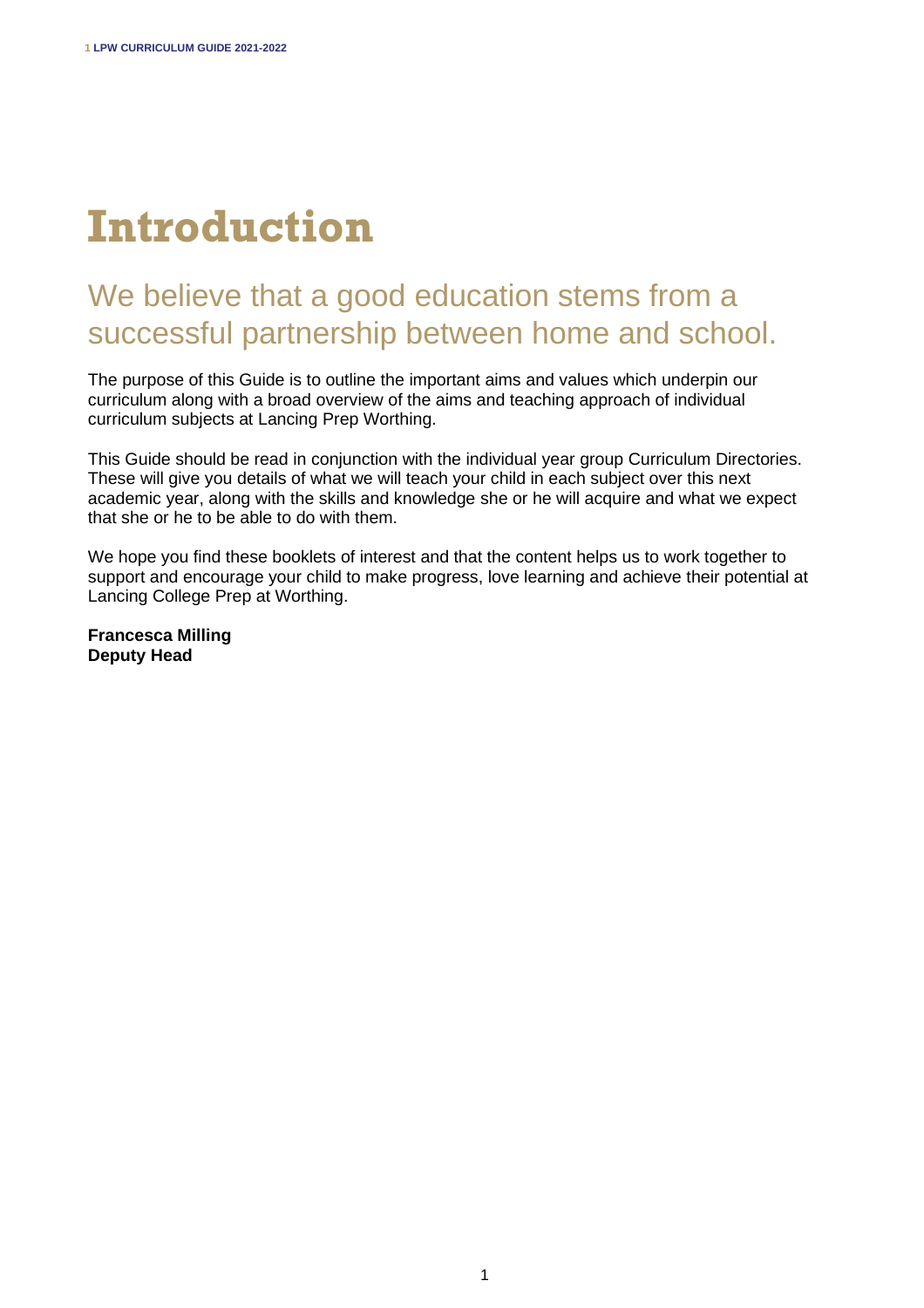# Introduction

## We believe that a good education stems from a successful partnership between home and school.

The purpose of this Guide is to outline the important aims and values which underpin our curriculum along with a broad overview of the aims and teaching approach of individual curriculum subjects at Lancing Prep Worthing.

This Guide should be read in conjunction with the individual year group Curriculum Directories. These will give you details of what we will teach your child in each subject over this next academic year, along with the skills and knowledge she or he will acquire and what we expect that she or he to be able to do with them.

We hope you find these booklets of interest and that the content helps us to work together to support and encourage your child to make progress, love learning and achieve their potential at Lancing College Prep at Worthing.

**Francesca Milling**
**Deputy Head**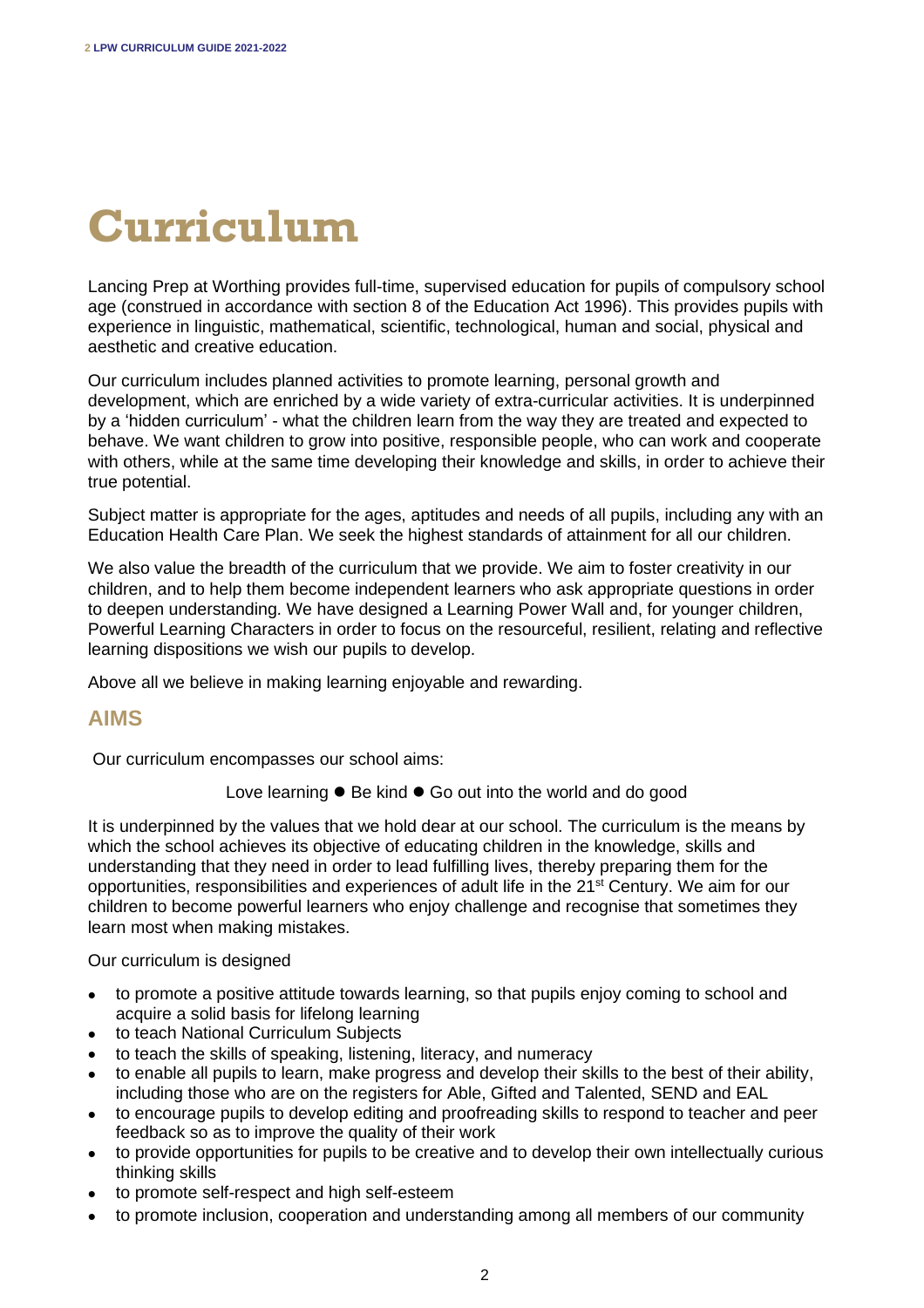# Curriculum

Lancing Prep at Worthing provides full-time, supervised education for pupils of compulsory school age (construed in accordance with section 8 of the Education Act 1996). This provides pupils with experience in linguistic, mathematical, scientific, technological, human and social, physical and aesthetic and creative education.

Our curriculum includes planned activities to promote learning, personal growth and development, which are enriched by a wide variety of extra-curricular activities. It is underpinned by a 'hidden curriculum' - what the children learn from the way they are treated and expected to behave. We want children to grow into positive, responsible people, who can work and cooperate with others, while at the same time developing their knowledge and skills, in order to achieve their true potential.

Subject matter is appropriate for the ages, aptitudes and needs of all pupils, including any with an Education Health Care Plan. We seek the highest standards of attainment for all our children.

We also value the breadth of the curriculum that we provide. We aim to foster creativity in our children, and to help them become independent learners who ask appropriate questions in order to deepen understanding. We have designed a Learning Power Wall and, for younger children, Powerful Learning Characters in order to focus on the resourceful, resilient, relating and reflective learning dispositions we wish our pupils to develop.

Above all we believe in making learning enjoyable and rewarding.

## AIMS

Our curriculum encompasses our school aims:

Love learning ● Be kind ● Go out into the world and do good

It is underpinned by the values that we hold dear at our school. The curriculum is the means by which the school achieves its objective of educating children in the knowledge, skills and understanding that they need in order to lead fulfilling lives, thereby preparing them for the opportunities, responsibilities and experiences of adult life in the 21st Century. We aim for our children to become powerful learners who enjoy challenge and recognise that sometimes they learn most when making mistakes.

Our curriculum is designed

- to promote a positive attitude towards learning, so that pupils enjoy coming to school and acquire a solid basis for lifelong learning
- to teach National Curriculum Subjects
- to teach the skills of speaking, listening, literacy, and numeracy
- to enable all pupils to learn, make progress and develop their skills to the best of their ability, including those who are on the registers for Able, Gifted and Talented, SEND and EAL
- to encourage pupils to develop editing and proofreading skills to respond to teacher and peer feedback so as to improve the quality of their work
- to provide opportunities for pupils to be creative and to develop their own intellectually curious thinking skills
- to promote self-respect and high self-esteem
- to promote inclusion, cooperation and understanding among all members of our community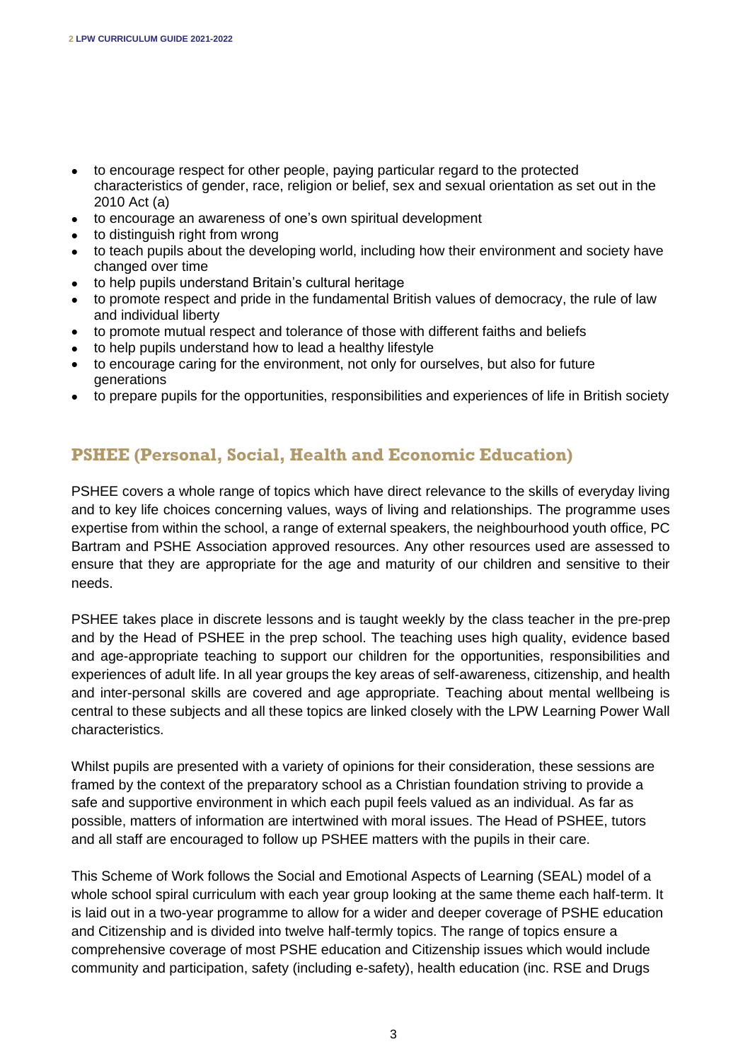- to encourage respect for other people, paying particular regard to the protected characteristics of gender, race, religion or belief, sex and sexual orientation as set out in the 2010 Act (a)
- to encourage an awareness of one's own spiritual development
- to distinguish right from wrong
- to teach pupils about the developing world, including how their environment and society have changed over time
- to help pupils understand Britain's cultural heritage
- to promote respect and pride in the fundamental British values of democracy, the rule of law and individual liberty
- to promote mutual respect and tolerance of those with different faiths and beliefs
- to help pupils understand how to lead a healthy lifestyle
- to encourage caring for the environment, not only for ourselves, but also for future generations
- to prepare pupils for the opportunities, responsibilities and experiences of life in British society

## PSHEE (Personal, Social, Health and Economic Education)

PSHEE covers a whole range of topics which have direct relevance to the skills of everyday living and to key life choices concerning values, ways of living and relationships. The programme uses expertise from within the school, a range of external speakers, the neighbourhood youth office, PC Bartram and PSHE Association approved resources. Any other resources used are assessed to ensure that they are appropriate for the age and maturity of our children and sensitive to their needs.

PSHEE takes place in discrete lessons and is taught weekly by the class teacher in the pre-prep and by the Head of PSHEE in the prep school. The teaching uses high quality, evidence based and age-appropriate teaching to support our children for the opportunities, responsibilities and experiences of adult life. In all year groups the key areas of self-awareness, citizenship, and health and inter-personal skills are covered and age appropriate. Teaching about mental wellbeing is central to these subjects and all these topics are linked closely with the LPW Learning Power Wall characteristics.

Whilst pupils are presented with a variety of opinions for their consideration, these sessions are framed by the context of the preparatory school as a Christian foundation striving to provide a safe and supportive environment in which each pupil feels valued as an individual. As far as possible, matters of information are intertwined with moral issues. The Head of PSHEE, tutors and all staff are encouraged to follow up PSHEE matters with the pupils in their care.

This Scheme of Work follows the Social and Emotional Aspects of Learning (SEAL) model of a whole school spiral curriculum with each year group looking at the same theme each half-term. It is laid out in a two-year programme to allow for a wider and deeper coverage of PSHE education and Citizenship and is divided into twelve half-termly topics. The range of topics ensure a comprehensive coverage of most PSHE education and Citizenship issues which would include community and participation, safety (including e-safety), health education (inc. RSE and Drugs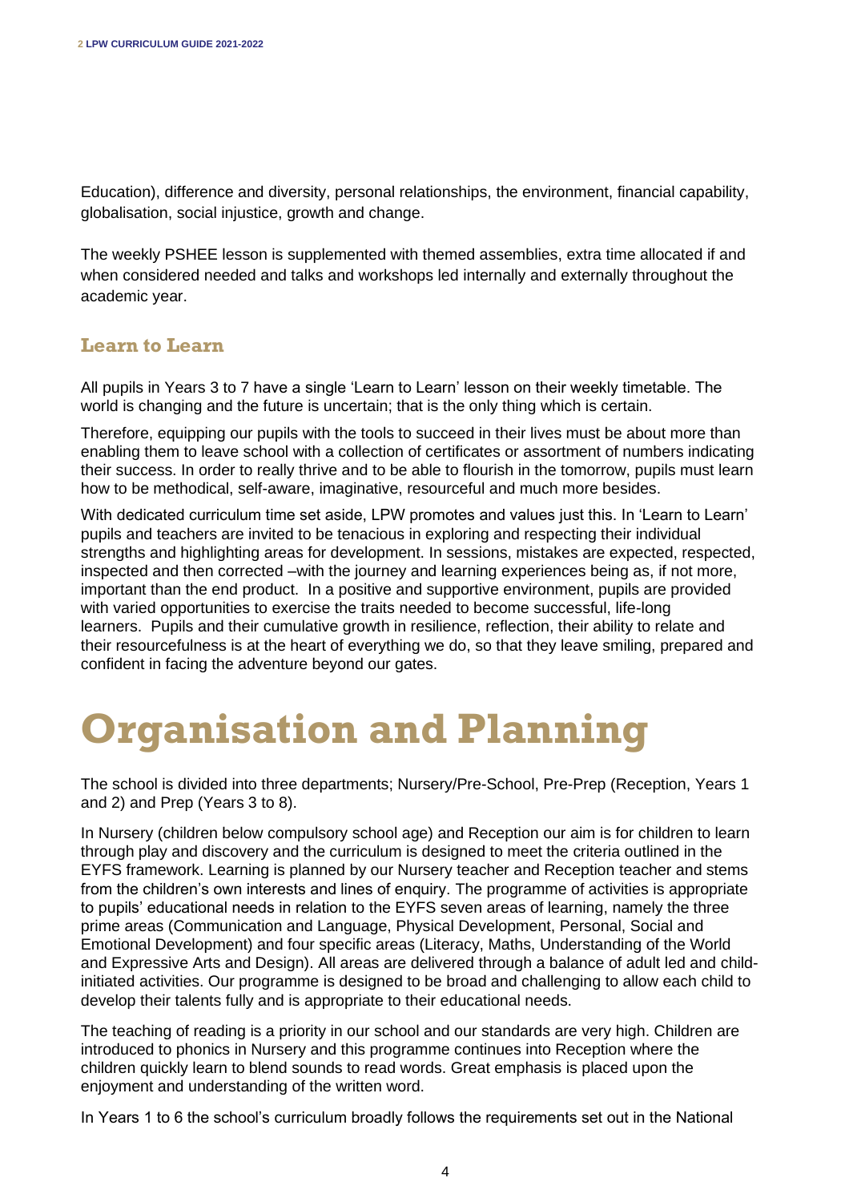Education), difference and diversity, personal relationships, the environment, financial capability, globalisation, social injustice, growth and change.

The weekly PSHEE lesson is supplemented with themed assemblies, extra time allocated if and when considered needed and talks and workshops led internally and externally throughout the academic year.

### Learn to Learn

All pupils in Years 3 to 7 have a single 'Learn to Learn' lesson on their weekly timetable. The world is changing and the future is uncertain; that is the only thing which is certain.

Therefore, equipping our pupils with the tools to succeed in their lives must be about more than enabling them to leave school with a collection of certificates or assortment of numbers indicating their success. In order to really thrive and to be able to flourish in the tomorrow, pupils must learn how to be methodical, self-aware, imaginative, resourceful and much more besides.

With dedicated curriculum time set aside, LPW promotes and values just this. In 'Learn to Learn' pupils and teachers are invited to be tenacious in exploring and respecting their individual strengths and highlighting areas for development. In sessions, mistakes are expected, respected, inspected and then corrected –with the journey and learning experiences being as, if not more, important than the end product. In a positive and supportive environment, pupils are provided with varied opportunities to exercise the traits needed to become successful, life-long learners. Pupils and their cumulative growth in resilience, reflection, their ability to relate and their resourcefulness is at the heart of everything we do, so that they leave smiling, prepared and confident in facing the adventure beyond our gates.

# Organisation and Planning

The school is divided into three departments; Nursery/Pre-School, Pre-Prep (Reception, Years 1 and 2) and Prep (Years 3 to 8).

In Nursery (children below compulsory school age) and Reception our aim is for children to learn through play and discovery and the curriculum is designed to meet the criteria outlined in the EYFS framework. Learning is planned by our Nursery teacher and Reception teacher and stems from the children's own interests and lines of enquiry. The programme of activities is appropriate to pupils' educational needs in relation to the EYFS seven areas of learning, namely the three prime areas (Communication and Language, Physical Development, Personal, Social and Emotional Development) and four specific areas (Literacy, Maths, Understanding of the World and Expressive Arts and Design). All areas are delivered through a balance of adult led and child-initiated activities. Our programme is designed to be broad and challenging to allow each child to develop their talents fully and is appropriate to their educational needs.

The teaching of reading is a priority in our school and our standards are very high. Children are introduced to phonics in Nursery and this programme continues into Reception where the children quickly learn to blend sounds to read words. Great emphasis is placed upon the enjoyment and understanding of the written word.

In Years 1 to 6 the school's curriculum broadly follows the requirements set out in the National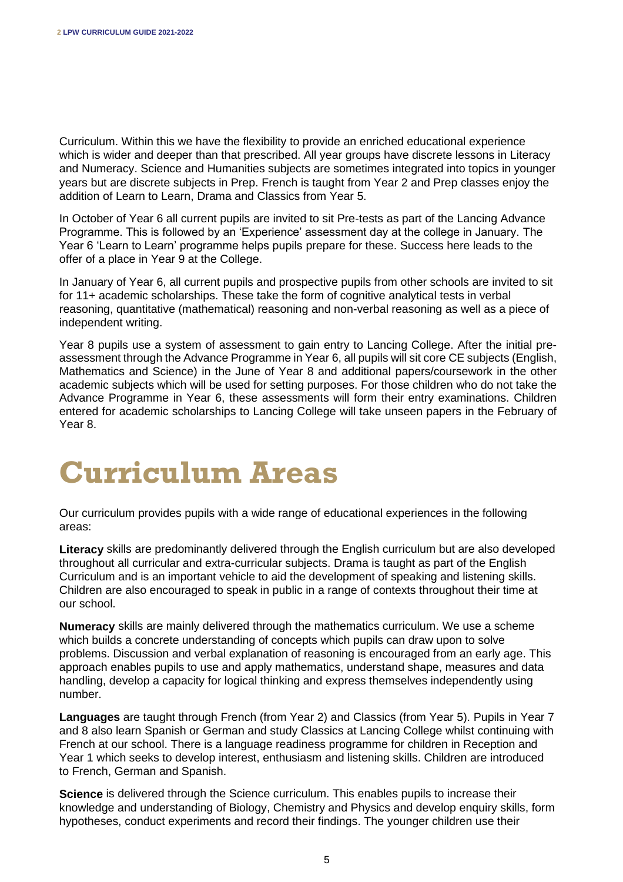Curriculum. Within this we have the flexibility to provide an enriched educational experience which is wider and deeper than that prescribed. All year groups have discrete lessons in Literacy and Numeracy. Science and Humanities subjects are sometimes integrated into topics in younger years but are discrete subjects in Prep. French is taught from Year 2 and Prep classes enjoy the addition of Learn to Learn, Drama and Classics from Year 5.

In October of Year 6 all current pupils are invited to sit Pre-tests as part of the Lancing Advance Programme. This is followed by an 'Experience' assessment day at the college in January. The Year 6 'Learn to Learn' programme helps pupils prepare for these. Success here leads to the offer of a place in Year 9 at the College.

In January of Year 6, all current pupils and prospective pupils from other schools are invited to sit for 11+ academic scholarships. These take the form of cognitive analytical tests in verbal reasoning, quantitative (mathematical) reasoning and non-verbal reasoning as well as a piece of independent writing.

Year 8 pupils use a system of assessment to gain entry to Lancing College. After the initial pre-assessment through the Advance Programme in Year 6, all pupils will sit core CE subjects (English, Mathematics and Science) in the June of Year 8 and additional papers/coursework in the other academic subjects which will be used for setting purposes. For those children who do not take the Advance Programme in Year 6, these assessments will form their entry examinations. Children entered for academic scholarships to Lancing College will take unseen papers in the February of Year 8.

# Curriculum Areas

Our curriculum provides pupils with a wide range of educational experiences in the following areas:

**Literacy** skills are predominantly delivered through the English curriculum but are also developed throughout all curricular and extra-curricular subjects. Drama is taught as part of the English Curriculum and is an important vehicle to aid the development of speaking and listening skills. Children are also encouraged to speak in public in a range of contexts throughout their time at our school.

**Numeracy** skills are mainly delivered through the mathematics curriculum. We use a scheme which builds a concrete understanding of concepts which pupils can draw upon to solve problems. Discussion and verbal explanation of reasoning is encouraged from an early age. This approach enables pupils to use and apply mathematics, understand shape, measures and data handling, develop a capacity for logical thinking and express themselves independently using number.

**Languages** are taught through French (from Year 2) and Classics (from Year 5). Pupils in Year 7 and 8 also learn Spanish or German and study Classics at Lancing College whilst continuing with French at our school. There is a language readiness programme for children in Reception and Year 1 which seeks to develop interest, enthusiasm and listening skills. Children are introduced to French, German and Spanish.

**Science** is delivered through the Science curriculum. This enables pupils to increase their knowledge and understanding of Biology, Chemistry and Physics and develop enquiry skills, form hypotheses, conduct experiments and record their findings. The younger children use their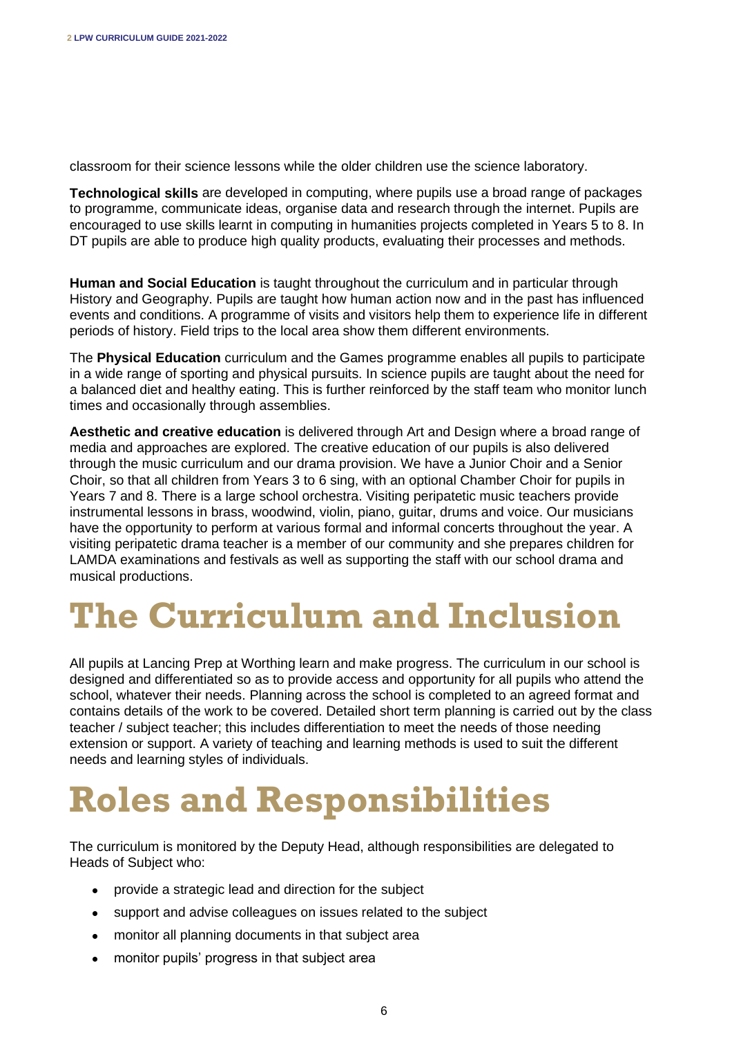classroom for their science lessons while the older children use the science laboratory.

**Technological skills** are developed in computing, where pupils use a broad range of packages to programme, communicate ideas, organise data and research through the internet. Pupils are encouraged to use skills learnt in computing in humanities projects completed in Years 5 to 8. In DT pupils are able to produce high quality products, evaluating their processes and methods.

**Human and Social Education** is taught throughout the curriculum and in particular through History and Geography. Pupils are taught how human action now and in the past has influenced events and conditions. A programme of visits and visitors help them to experience life in different periods of history. Field trips to the local area show them different environments.

The **Physical Education** curriculum and the Games programme enables all pupils to participate in a wide range of sporting and physical pursuits. In science pupils are taught about the need for a balanced diet and healthy eating. This is further reinforced by the staff team who monitor lunch times and occasionally through assemblies.

**Aesthetic and creative education** is delivered through Art and Design where a broad range of media and approaches are explored. The creative education of our pupils is also delivered through the music curriculum and our drama provision. We have a Junior Choir and a Senior Choir, so that all children from Years 3 to 6 sing, with an optional Chamber Choir for pupils in Years 7 and 8. There is a large school orchestra. Visiting peripatetic music teachers provide instrumental lessons in brass, woodwind, violin, piano, guitar, drums and voice. Our musicians have the opportunity to perform at various formal and informal concerts throughout the year. A visiting peripatetic drama teacher is a member of our community and she prepares children for LAMDA examinations and festivals as well as supporting the staff with our school drama and musical productions.

# The Curriculum and Inclusion

All pupils at Lancing Prep at Worthing learn and make progress. The curriculum in our school is designed and differentiated so as to provide access and opportunity for all pupils who attend the school, whatever their needs. Planning across the school is completed to an agreed format and contains details of the work to be covered. Detailed short term planning is carried out by the class teacher / subject teacher; this includes differentiation to meet the needs of those needing extension or support. A variety of teaching and learning methods is used to suit the different needs and learning styles of individuals.

# Roles and Responsibilities

The curriculum is monitored by the Deputy Head, although responsibilities are delegated to Heads of Subject who:

- provide a strategic lead and direction for the subject
- support and advise colleagues on issues related to the subject
- monitor all planning documents in that subject area
- monitor pupils' progress in that subject area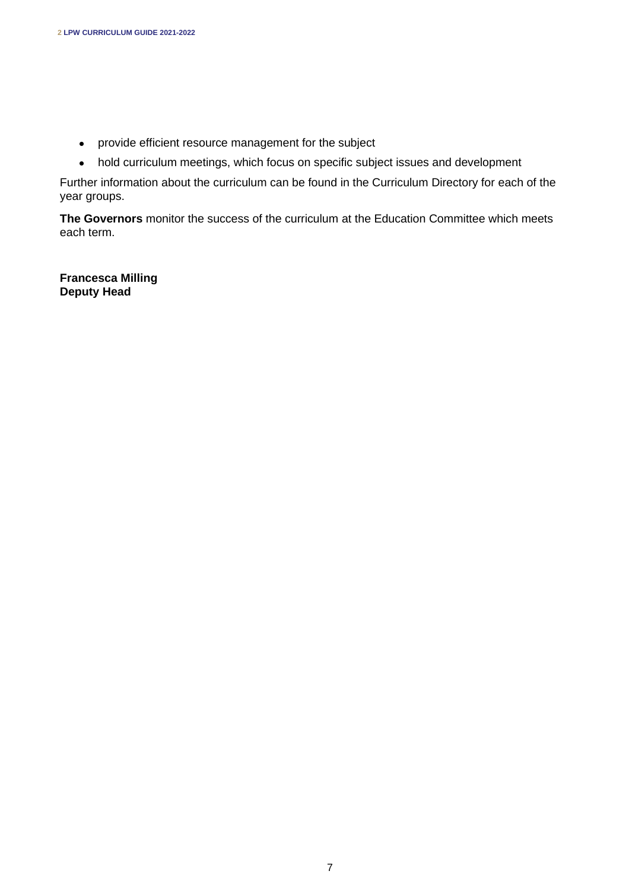- provide efficient resource management for the subject
- hold curriculum meetings, which focus on specific subject issues and development

Further information about the curriculum can be found in the Curriculum Directory for each of the year groups.

**The Governors** monitor the success of the curriculum at the Education Committee which meets each term.

**Francesca Milling**
**Deputy Head**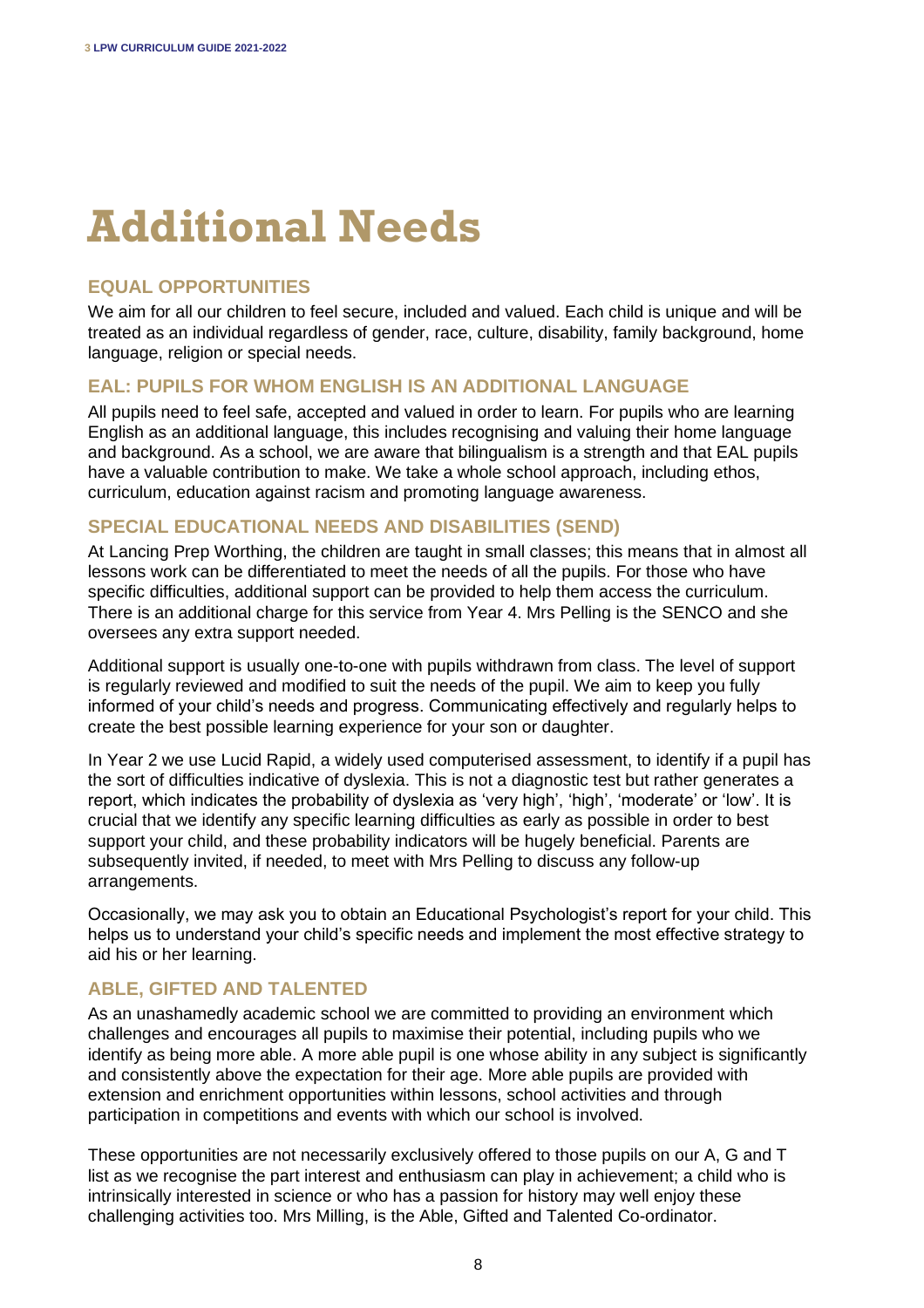# Additional Needs

## EQUAL OPPORTUNITIES

We aim for all our children to feel secure, included and valued. Each child is unique and will be treated as an individual regardless of gender, race, culture, disability, family background, home language, religion or special needs.

## EAL: PUPILS FOR WHOM ENGLISH IS AN ADDITIONAL LANGUAGE

All pupils need to feel safe, accepted and valued in order to learn. For pupils who are learning English as an additional language, this includes recognising and valuing their home language and background. As a school, we are aware that bilingualism is a strength and that EAL pupils have a valuable contribution to make. We take a whole school approach, including ethos, curriculum, education against racism and promoting language awareness.

## SPECIAL EDUCATIONAL NEEDS AND DISABILITIES (SEND)

At Lancing Prep Worthing, the children are taught in small classes; this means that in almost all lessons work can be differentiated to meet the needs of all the pupils. For those who have specific difficulties, additional support can be provided to help them access the curriculum. There is an additional charge for this service from Year 4. Mrs Pelling is the SENCO and she oversees any extra support needed.

Additional support is usually one-to-one with pupils withdrawn from class. The level of support is regularly reviewed and modified to suit the needs of the pupil. We aim to keep you fully informed of your child's needs and progress. Communicating effectively and regularly helps to create the best possible learning experience for your son or daughter.

In Year 2 we use Lucid Rapid, a widely used computerised assessment, to identify if a pupil has the sort of difficulties indicative of dyslexia. This is not a diagnostic test but rather generates a report, which indicates the probability of dyslexia as 'very high', 'high', 'moderate' or 'low'. It is crucial that we identify any specific learning difficulties as early as possible in order to best support your child, and these probability indicators will be hugely beneficial. Parents are subsequently invited, if needed, to meet with Mrs Pelling to discuss any follow-up arrangements.

Occasionally, we may ask you to obtain an Educational Psychologist's report for your child. This helps us to understand your child's specific needs and implement the most effective strategy to aid his or her learning.

## ABLE, GIFTED AND TALENTED

As an unashamedly academic school we are committed to providing an environment which challenges and encourages all pupils to maximise their potential, including pupils who we identify as being more able. A more able pupil is one whose ability in any subject is significantly and consistently above the expectation for their age. More able pupils are provided with extension and enrichment opportunities within lessons, school activities and through participation in competitions and events with which our school is involved.

These opportunities are not necessarily exclusively offered to those pupils on our A, G and T list as we recognise the part interest and enthusiasm can play in achievement; a child who is intrinsically interested in science or who has a passion for history may well enjoy these challenging activities too. Mrs Milling, is the Able, Gifted and Talented Co-ordinator.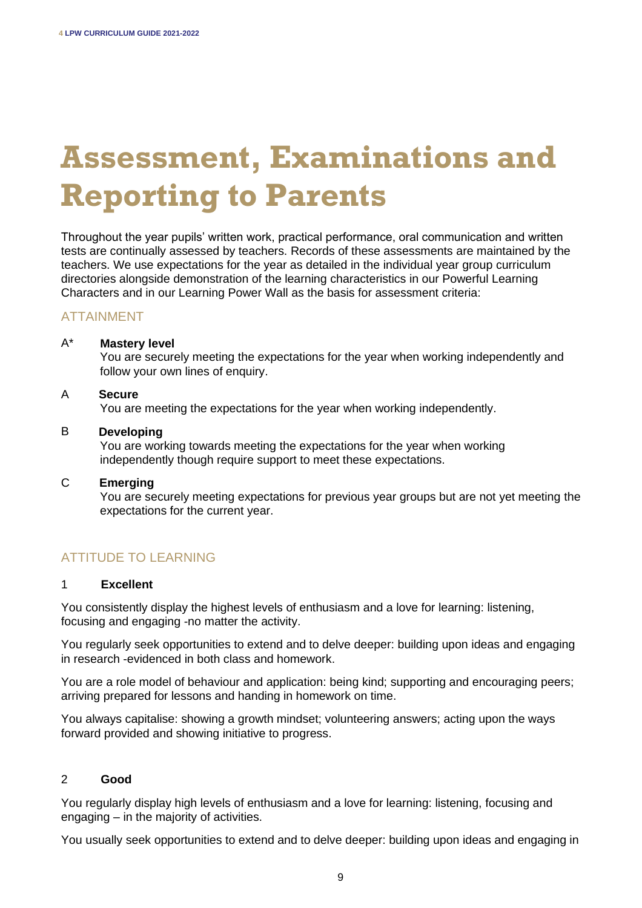# Assessment, Examinations and Reporting to Parents

Throughout the year pupils' written work, practical performance, oral communication and written tests are continually assessed by teachers. Records of these assessments are maintained by the teachers. We use expectations for the year as detailed in the individual year group curriculum directories alongside demonstration of the learning characteristics in our Powerful Learning Characters and in our Learning Power Wall as the basis for assessment criteria:

## ATTAINMENT

A* **Mastery level**
You are securely meeting the expectations for the year when working independently and follow your own lines of enquiry.

A **Secure**
You are meeting the expectations for the year when working independently.

B **Developing**
You are working towards meeting the expectations for the year when working independently though require support to meet these expectations.

C **Emerging**
You are securely meeting expectations for previous year groups but are not yet meeting the expectations for the current year.

## ATTITUDE TO LEARNING

1 **Excellent**

You consistently display the highest levels of enthusiasm and a love for learning: listening, focusing and engaging -no matter the activity.

You regularly seek opportunities to extend and to delve deeper: building upon ideas and engaging in research -evidenced in both class and homework.

You are a role model of behaviour and application: being kind; supporting and encouraging peers; arriving prepared for lessons and handing in homework on time.

You always capitalise: showing a growth mindset; volunteering answers; acting upon the ways forward provided and showing initiative to progress.

2 **Good**

You regularly display high levels of enthusiasm and a love for learning: listening, focusing and engaging – in the majority of activities.

You usually seek opportunities to extend and to delve deeper: building upon ideas and engaging in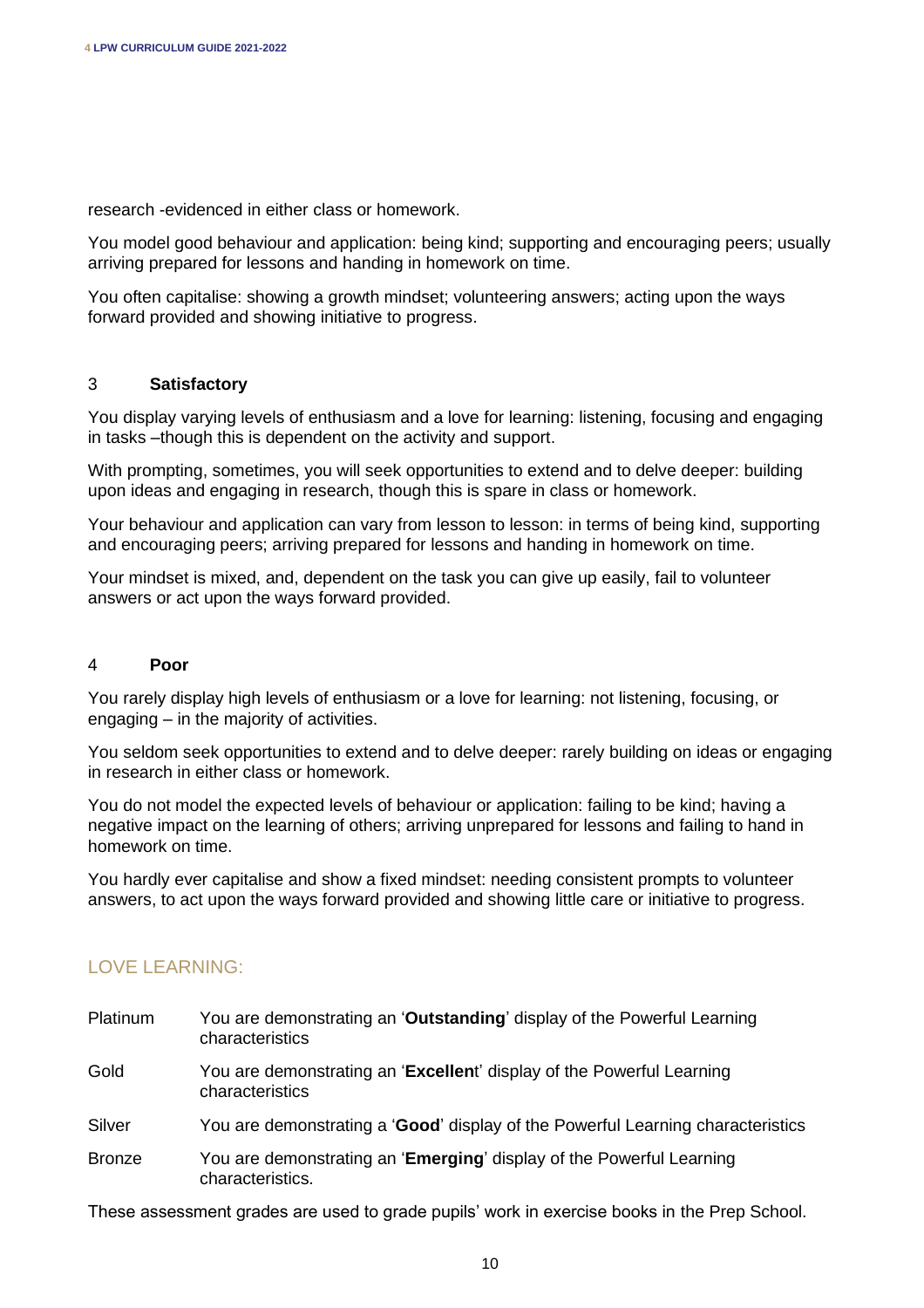research -evidenced in either class or homework.

You model good behaviour and application: being kind; supporting and encouraging peers; usually arriving prepared for lessons and handing in homework on time.

You often capitalise: showing a growth mindset; volunteering answers; acting upon the ways forward provided and showing initiative to progress.

3 **Satisfactory**

You display varying levels of enthusiasm and a love for learning: listening, focusing and engaging in tasks –though this is dependent on the activity and support.

With prompting, sometimes, you will seek opportunities to extend and to delve deeper: building upon ideas and engaging in research, though this is spare in class or homework.

Your behaviour and application can vary from lesson to lesson: in terms of being kind, supporting and encouraging peers; arriving prepared for lessons and handing in homework on time.

Your mindset is mixed, and, dependent on the task you can give up easily, fail to volunteer answers or act upon the ways forward provided.

4 **Poor**

You rarely display high levels of enthusiasm or a love for learning: not listening, focusing, or engaging – in the majority of activities.

You seldom seek opportunities to extend and to delve deeper: rarely building on ideas or engaging in research in either class or homework.

You do not model the expected levels of behaviour or application: failing to be kind; having a negative impact on the learning of others; arriving unprepared for lessons and failing to hand in homework on time.

You hardly ever capitalise and show a fixed mindset: needing consistent prompts to volunteer answers, to act upon the ways forward provided and showing little care or initiative to progress.

## LOVE LEARNING:

| | |
|---|---|
| Platinum | You are demonstrating an '**Outstanding**' display of the Powerful Learning characteristics |
| Gold | You are demonstrating an '**Excellen**t' display of the Powerful Learning characteristics |
| Silver | You are demonstrating a '**Good**' display of the Powerful Learning characteristics |
| Bronze | You are demonstrating an '**Emerging**' display of the Powerful Learning characteristics. |

These assessment grades are used to grade pupils' work in exercise books in the Prep School.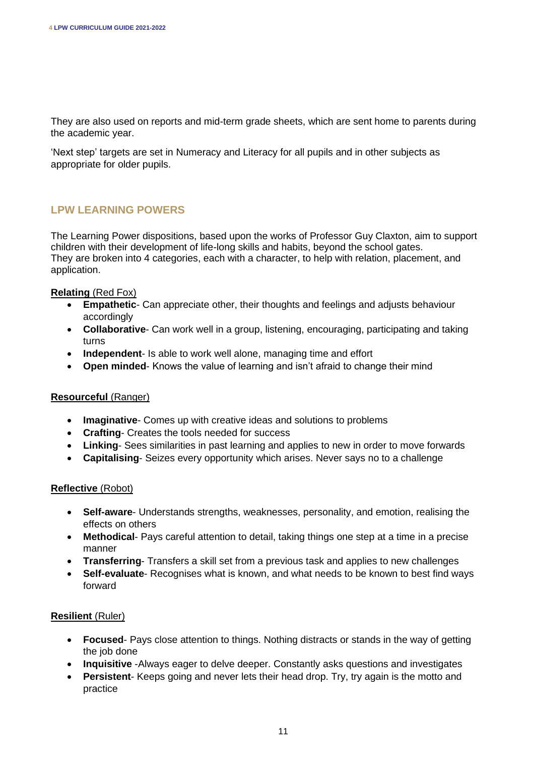They are also used on reports and mid-term grade sheets, which are sent home to parents during the academic year.

'Next step' targets are set in Numeracy and Literacy for all pupils and in other subjects as appropriate for older pupils.

## LPW LEARNING POWERS

The Learning Power dispositions, based upon the works of Professor Guy Claxton, aim to support children with their development of life-long skills and habits, beyond the school gates. They are broken into 4 categories, each with a character, to help with relation, placement, and application.

**Relating** (Red Fox)

- **Empathetic**- Can appreciate other, their thoughts and feelings and adjusts behaviour accordingly
- **Collaborative**- Can work well in a group, listening, encouraging, participating and taking turns
- **Independent**- Is able to work well alone, managing time and effort
- **Open minded**- Knows the value of learning and isn't afraid to change their mind

**Resourceful** (Ranger)

- **Imaginative**- Comes up with creative ideas and solutions to problems
- **Crafting**- Creates the tools needed for success
- **Linking**- Sees similarities in past learning and applies to new in order to move forwards
- **Capitalising**- Seizes every opportunity which arises. Never says no to a challenge

**Reflective** (Robot)

- **Self-aware**- Understands strengths, weaknesses, personality, and emotion, realising the effects on others
- **Methodical**- Pays careful attention to detail, taking things one step at a time in a precise manner
- **Transferring**- Transfers a skill set from a previous task and applies to new challenges
- **Self-evaluate**- Recognises what is known, and what needs to be known to best find ways forward

**Resilient** (Ruler)

- **Focused**- Pays close attention to things. Nothing distracts or stands in the way of getting the job done
- **Inquisitive** -Always eager to delve deeper. Constantly asks questions and investigates
- **Persistent**- Keeps going and never lets their head drop. Try, try again is the motto and practice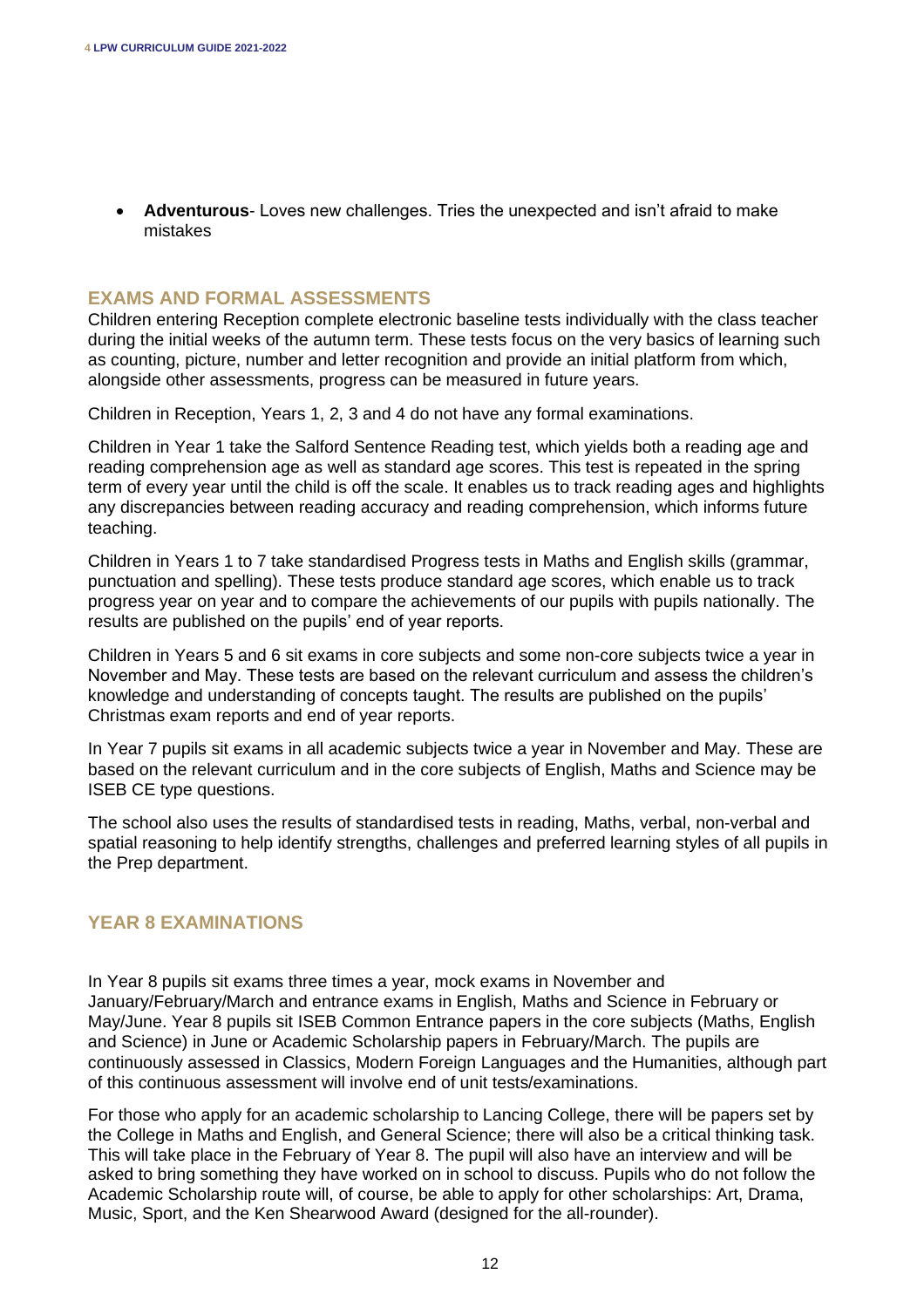- **Adventurous**- Loves new challenges. Tries the unexpected and isn't afraid to make mistakes

## EXAMS AND FORMAL ASSESSMENTS

Children entering Reception complete electronic baseline tests individually with the class teacher during the initial weeks of the autumn term. These tests focus on the very basics of learning such as counting, picture, number and letter recognition and provide an initial platform from which, alongside other assessments, progress can be measured in future years.

Children in Reception, Years 1, 2, 3 and 4 do not have any formal examinations.

Children in Year 1 take the Salford Sentence Reading test, which yields both a reading age and reading comprehension age as well as standard age scores. This test is repeated in the spring term of every year until the child is off the scale. It enables us to track reading ages and highlights any discrepancies between reading accuracy and reading comprehension, which informs future teaching.

Children in Years 1 to 7 take standardised Progress tests in Maths and English skills (grammar, punctuation and spelling). These tests produce standard age scores, which enable us to track progress year on year and to compare the achievements of our pupils with pupils nationally. The results are published on the pupils' end of year reports.

Children in Years 5 and 6 sit exams in core subjects and some non-core subjects twice a year in November and May. These tests are based on the relevant curriculum and assess the children's knowledge and understanding of concepts taught. The results are published on the pupils' Christmas exam reports and end of year reports.

In Year 7 pupils sit exams in all academic subjects twice a year in November and May. These are based on the relevant curriculum and in the core subjects of English, Maths and Science may be ISEB CE type questions.

The school also uses the results of standardised tests in reading, Maths, verbal, non-verbal and spatial reasoning to help identify strengths, challenges and preferred learning styles of all pupils in the Prep department.

## YEAR 8 EXAMINATIONS

In Year 8 pupils sit exams three times a year, mock exams in November and January/February/March and entrance exams in English, Maths and Science in February or May/June. Year 8 pupils sit ISEB Common Entrance papers in the core subjects (Maths, English and Science) in June or Academic Scholarship papers in February/March. The pupils are continuously assessed in Classics, Modern Foreign Languages and the Humanities, although part of this continuous assessment will involve end of unit tests/examinations.

For those who apply for an academic scholarship to Lancing College, there will be papers set by the College in Maths and English, and General Science; there will also be a critical thinking task. This will take place in the February of Year 8. The pupil will also have an interview and will be asked to bring something they have worked on in school to discuss. Pupils who do not follow the Academic Scholarship route will, of course, be able to apply for other scholarships: Art, Drama, Music, Sport, and the Ken Shearwood Award (designed for the all-rounder).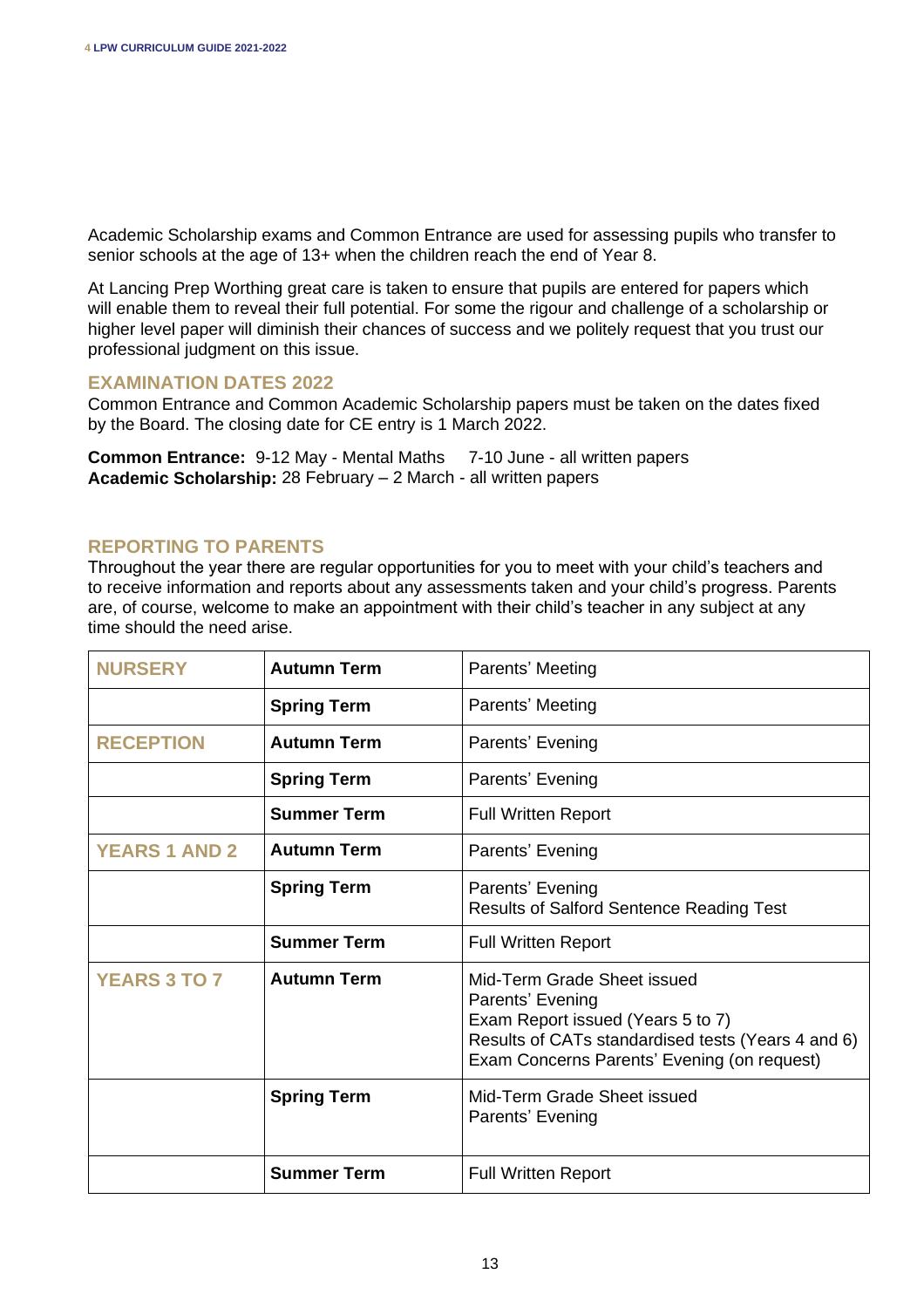Academic Scholarship exams and Common Entrance are used for assessing pupils who transfer to senior schools at the age of 13+ when the children reach the end of Year 8.

At Lancing Prep Worthing great care is taken to ensure that pupils are entered for papers which will enable them to reveal their full potential. For some the rigour and challenge of a scholarship or higher level paper will diminish their chances of success and we politely request that you trust our professional judgment on this issue.

## EXAMINATION DATES 2022

Common Entrance and Common Academic Scholarship papers must be taken on the dates fixed by the Board. The closing date for CE entry is 1 March 2022.

**Common Entrance:** 9-12 May - Mental Maths 7-10 June - all written papers
**Academic Scholarship:** 28 February – 2 March - all written papers

## REPORTING TO PARENTS

Throughout the year there are regular opportunities for you to meet with your child's teachers and to receive information and reports about any assessments taken and your child's progress. Parents are, of course, welcome to make an appointment with their child's teacher in any subject at any time should the need arise.

| | | |
|---|---|---|
| **NURSERY** | **Autumn Term** | Parents' Meeting |
| | **Spring Term** | Parents' Meeting |
| **RECEPTION** | **Autumn Term** | Parents' Evening |
| | **Spring Term** | Parents' Evening |
| | **Summer Term** | Full Written Report |
| **YEARS 1 AND 2** | **Autumn Term** | Parents' Evening |
| | **Spring Term** | Parents' Evening<br>Results of Salford Sentence Reading Test |
| | **Summer Term** | Full Written Report |
| **YEARS 3 TO 7** | **Autumn Term** | Mid-Term Grade Sheet issued<br>Parents' Evening<br>Exam Report issued (Years 5 to 7)<br>Results of CATs standardised tests (Years 4 and 6)<br>Exam Concerns Parents' Evening (on request) |
| | **Spring Term** | Mid-Term Grade Sheet issued<br>Parents' Evening |
| | **Summer Term** | Full Written Report |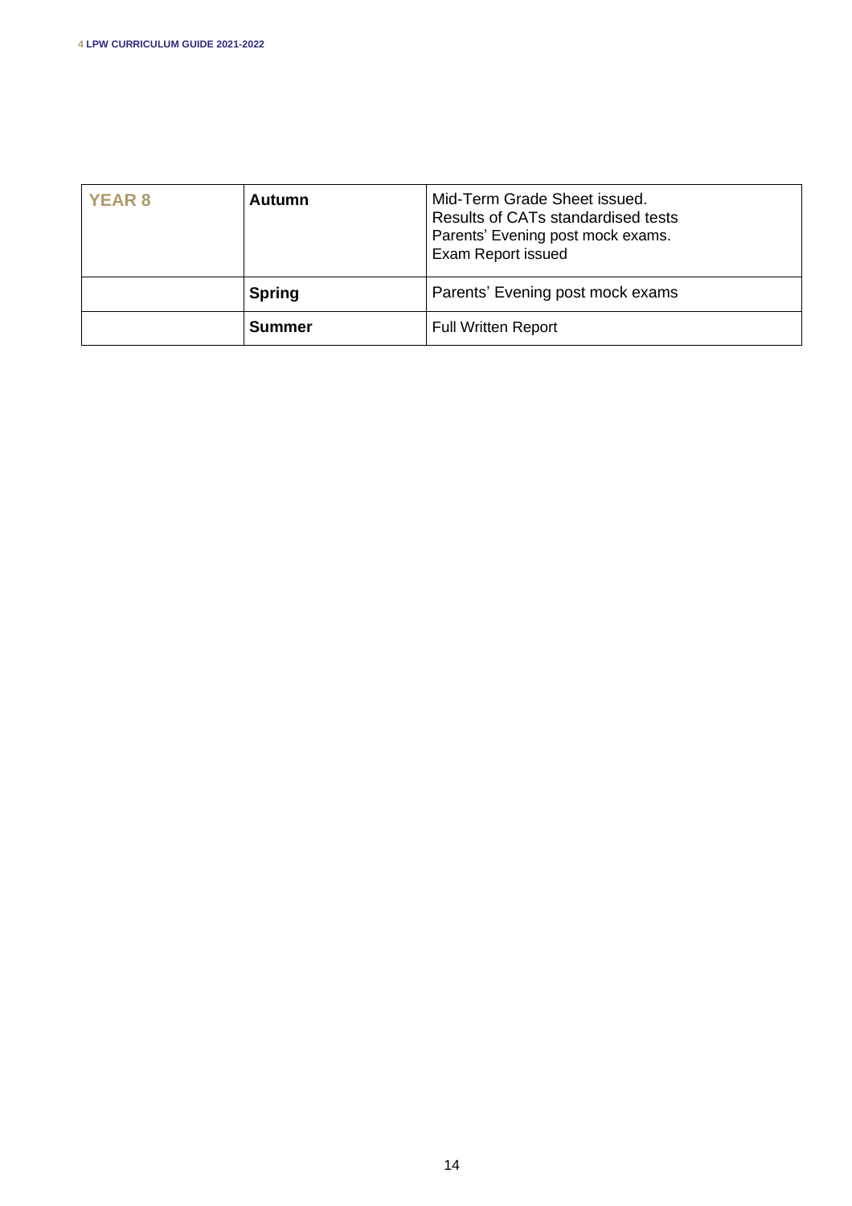| YEAR 8 | Autumn | Mid-Term Grade Sheet issued.<br>Results of CATs standardised tests<br>Parents' Evening post mock exams.<br>Exam Report issued |
|---|---|---|
| | **Spring** | Parents' Evening post mock exams |
| | **Summer** | Full Written Report |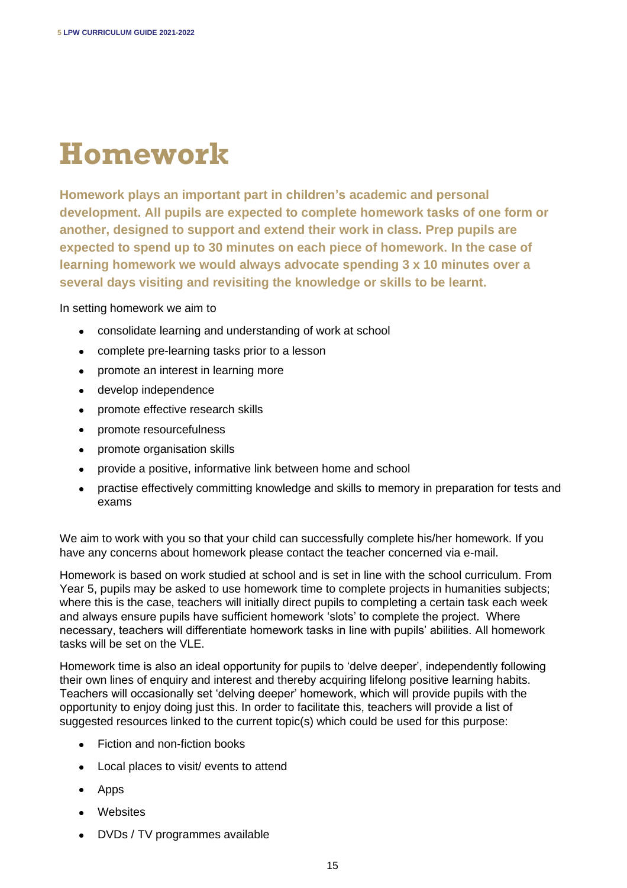# Homework

**Homework plays an important part in children's academic and personal development. All pupils are expected to complete homework tasks of one form or another, designed to support and extend their work in class. Prep pupils are expected to spend up to 30 minutes on each piece of homework. In the case of learning homework we would always advocate spending 3 x 10 minutes over a several days visiting and revisiting the knowledge or skills to be learnt.**

In setting homework we aim to

- consolidate learning and understanding of work at school
- complete pre-learning tasks prior to a lesson
- promote an interest in learning more
- develop independence
- promote effective research skills
- promote resourcefulness
- promote organisation skills
- provide a positive, informative link between home and school
- practise effectively committing knowledge and skills to memory in preparation for tests and exams

We aim to work with you so that your child can successfully complete his/her homework. If you have any concerns about homework please contact the teacher concerned via e-mail.

Homework is based on work studied at school and is set in line with the school curriculum. From Year 5, pupils may be asked to use homework time to complete projects in humanities subjects; where this is the case, teachers will initially direct pupils to completing a certain task each week and always ensure pupils have sufficient homework 'slots' to complete the project. Where necessary, teachers will differentiate homework tasks in line with pupils' abilities. All homework tasks will be set on the VLE.

Homework time is also an ideal opportunity for pupils to 'delve deeper', independently following their own lines of enquiry and interest and thereby acquiring lifelong positive learning habits. Teachers will occasionally set 'delving deeper' homework, which will provide pupils with the opportunity to enjoy doing just this. In order to facilitate this, teachers will provide a list of suggested resources linked to the current topic(s) which could be used for this purpose:

- Fiction and non-fiction books
- Local places to visit/ events to attend
- Apps
- Websites
- DVDs / TV programmes available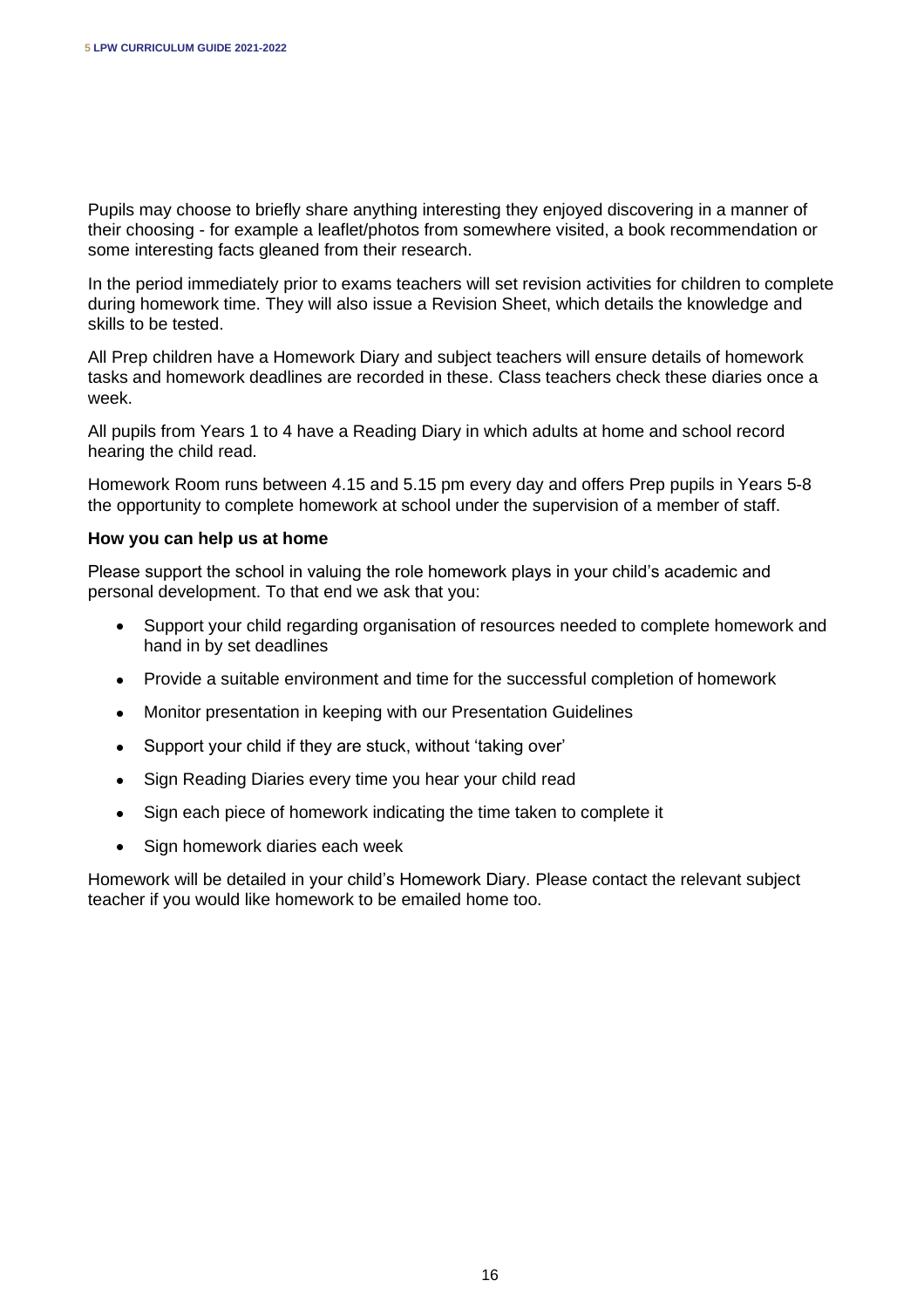Pupils may choose to briefly share anything interesting they enjoyed discovering in a manner of their choosing - for example a leaflet/photos from somewhere visited, a book recommendation or some interesting facts gleaned from their research.

In the period immediately prior to exams teachers will set revision activities for children to complete during homework time. They will also issue a Revision Sheet, which details the knowledge and skills to be tested.

All Prep children have a Homework Diary and subject teachers will ensure details of homework tasks and homework deadlines are recorded in these. Class teachers check these diaries once a week.

All pupils from Years 1 to 4 have a Reading Diary in which adults at home and school record hearing the child read.

Homework Room runs between 4.15 and 5.15 pm every day and offers Prep pupils in Years 5-8 the opportunity to complete homework at school under the supervision of a member of staff.

**How you can help us at home**

Please support the school in valuing the role homework plays in your child's academic and personal development. To that end we ask that you:

- Support your child regarding organisation of resources needed to complete homework and hand in by set deadlines
- Provide a suitable environment and time for the successful completion of homework
- Monitor presentation in keeping with our Presentation Guidelines
- Support your child if they are stuck, without 'taking over'
- Sign Reading Diaries every time you hear your child read
- Sign each piece of homework indicating the time taken to complete it
- Sign homework diaries each week

Homework will be detailed in your child's Homework Diary. Please contact the relevant subject teacher if you would like homework to be emailed home too.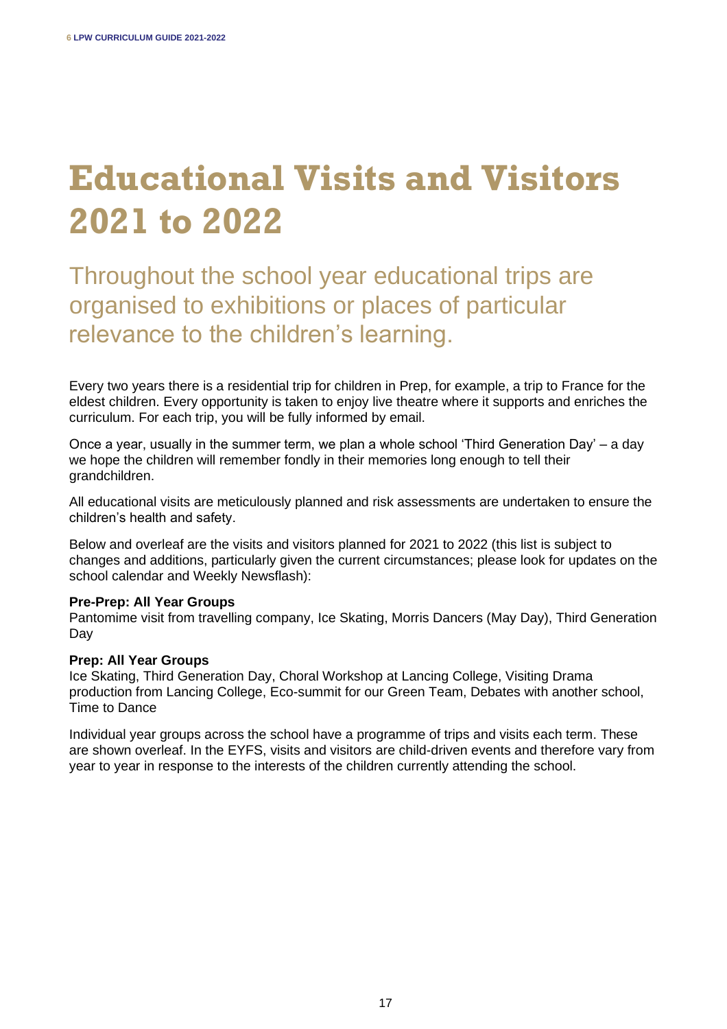# Educational Visits and Visitors 2021 to 2022

## Throughout the school year educational trips are organised to exhibitions or places of particular relevance to the children's learning.

Every two years there is a residential trip for children in Prep, for example, a trip to France for the eldest children. Every opportunity is taken to enjoy live theatre where it supports and enriches the curriculum. For each trip, you will be fully informed by email.

Once a year, usually in the summer term, we plan a whole school 'Third Generation Day' – a day we hope the children will remember fondly in their memories long enough to tell their grandchildren.

All educational visits are meticulously planned and risk assessments are undertaken to ensure the children's health and safety.

Below and overleaf are the visits and visitors planned for 2021 to 2022 (this list is subject to changes and additions, particularly given the current circumstances; please look for updates on the school calendar and Weekly Newsflash):

**Pre-Prep: All Year Groups**
Pantomime visit from travelling company, Ice Skating, Morris Dancers (May Day), Third Generation Day

**Prep: All Year Groups**
Ice Skating, Third Generation Day, Choral Workshop at Lancing College, Visiting Drama production from Lancing College, Eco-summit for our Green Team, Debates with another school, Time to Dance

Individual year groups across the school have a programme of trips and visits each term. These are shown overleaf. In the EYFS, visits and visitors are child-driven events and therefore vary from year to year in response to the interests of the children currently attending the school.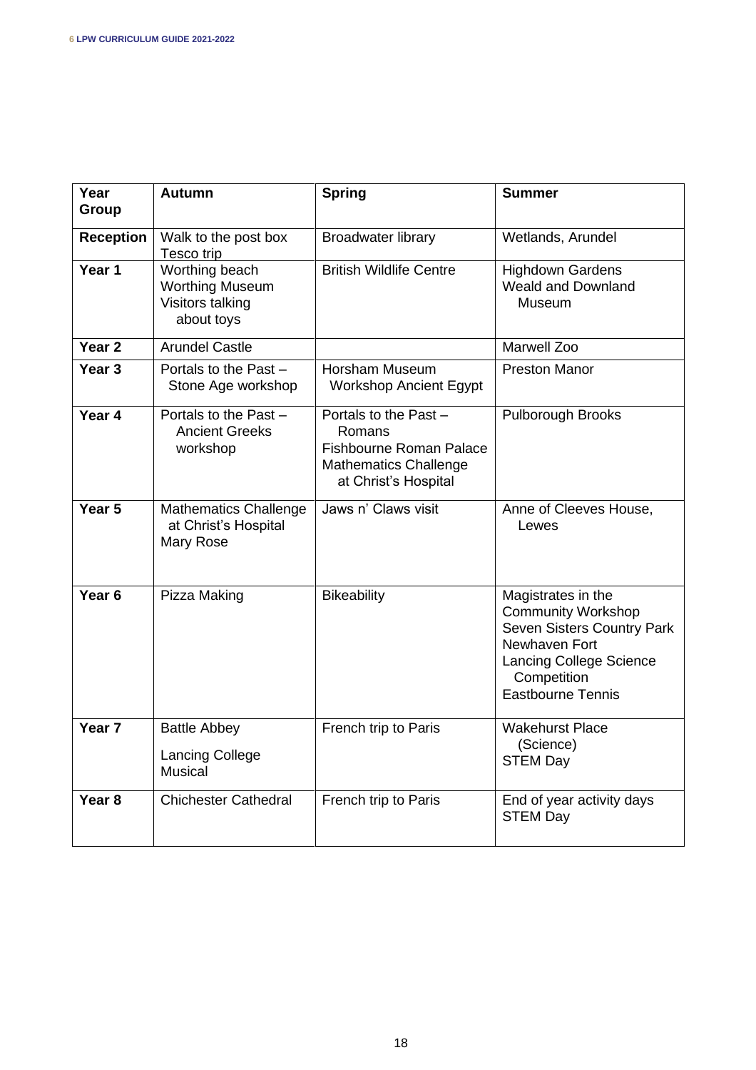| Year Group | Autumn | Spring | Summer |
|---|---|---|---|
| **Reception** | Walk to the post box<br>Tesco trip | Broadwater library | Wetlands, Arundel |
| **Year 1** | Worthing beach<br>Worthing Museum<br>Visitors talking about toys | British Wildlife Centre | Highdown Gardens<br>Weald and Downland Museum |
| **Year 2** | Arundel Castle | | Marwell Zoo |
| **Year 3** | Portals to the Past – Stone Age workshop | Horsham Museum Workshop Ancient Egypt | Preston Manor |
| **Year 4** | Portals to the Past – Ancient Greeks workshop | Portals to the Past – Romans<br>Fishbourne Roman Palace<br>Mathematics Challenge at Christ's Hospital | Pulborough Brooks |
| **Year 5** | Mathematics Challenge at Christ's Hospital<br>Mary Rose | Jaws n' Claws visit | Anne of Cleeves House, Lewes |
| **Year 6** | Pizza Making | Bikeability | Magistrates in the Community Workshop<br>Seven Sisters Country Park<br>Newhaven Fort<br>Lancing College Science Competition<br>Eastbourne Tennis |
| **Year 7** | Battle Abbey<br>Lancing College Musical | French trip to Paris | Wakehurst Place (Science)<br>STEM Day |
| **Year 8** | Chichester Cathedral | French trip to Paris | End of year activity days<br>STEM Day |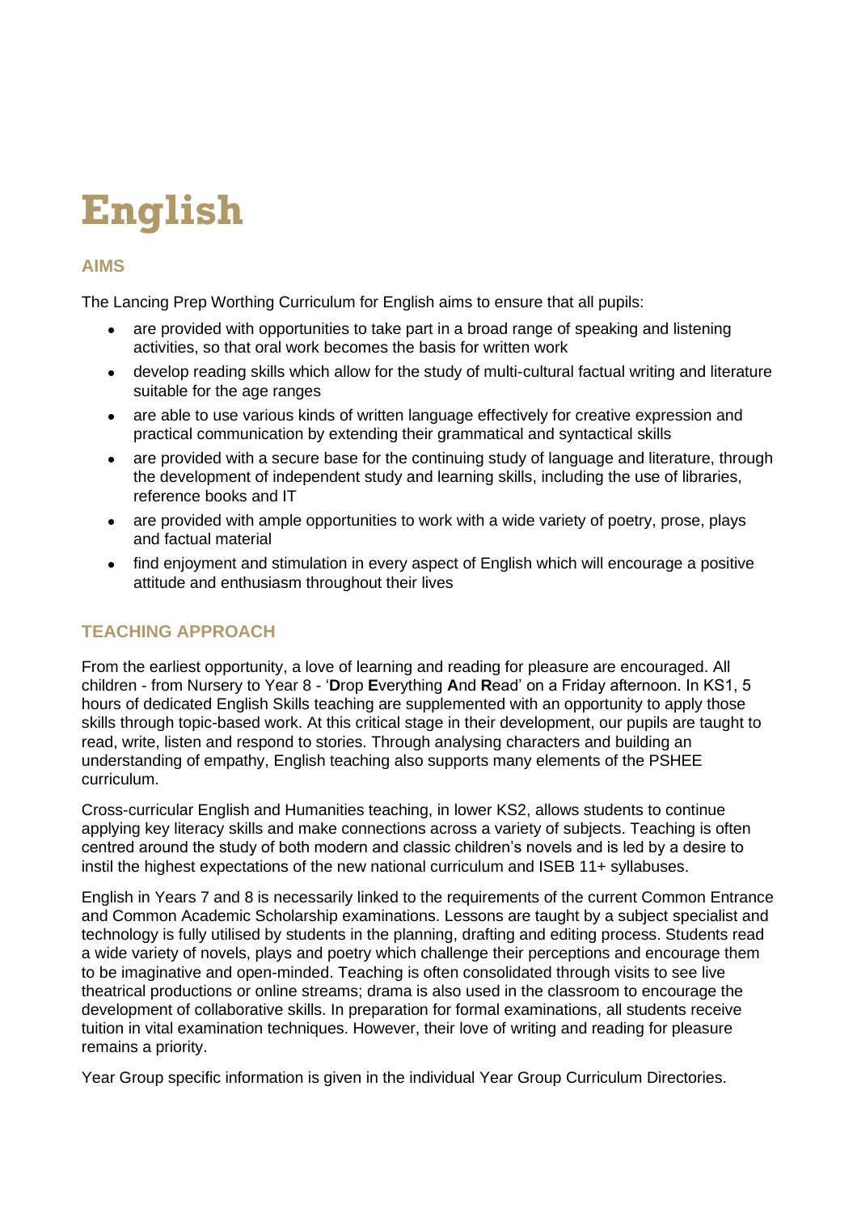# English

## AIMS

The Lancing Prep Worthing Curriculum for English aims to ensure that all pupils:

- are provided with opportunities to take part in a broad range of speaking and listening activities, so that oral work becomes the basis for written work
- develop reading skills which allow for the study of multi-cultural factual writing and literature suitable for the age ranges
- are able to use various kinds of written language effectively for creative expression and practical communication by extending their grammatical and syntactical skills
- are provided with a secure base for the continuing study of language and literature, through the development of independent study and learning skills, including the use of libraries, reference books and IT
- are provided with ample opportunities to work with a wide variety of poetry, prose, plays and factual material
- find enjoyment and stimulation in every aspect of English which will encourage a positive attitude and enthusiasm throughout their lives

## TEACHING APPROACH

From the earliest opportunity, a love of learning and reading for pleasure are encouraged. All children - from Nursery to Year 8 - '**D**rop **E**verything **A**nd **R**ead' on a Friday afternoon. In KS1, 5 hours of dedicated English Skills teaching are supplemented with an opportunity to apply those skills through topic-based work. At this critical stage in their development, our pupils are taught to read, write, listen and respond to stories. Through analysing characters and building an understanding of empathy, English teaching also supports many elements of the PSHEE curriculum.

Cross-curricular English and Humanities teaching, in lower KS2, allows students to continue applying key literacy skills and make connections across a variety of subjects. Teaching is often centred around the study of both modern and classic children's novels and is led by a desire to instil the highest expectations of the new national curriculum and ISEB 11+ syllabuses.

English in Years 7 and 8 is necessarily linked to the requirements of the current Common Entrance and Common Academic Scholarship examinations. Lessons are taught by a subject specialist and technology is fully utilised by students in the planning, drafting and editing process. Students read a wide variety of novels, plays and poetry which challenge their perceptions and encourage them to be imaginative and open-minded. Teaching is often consolidated through visits to see live theatrical productions or online streams; drama is also used in the classroom to encourage the development of collaborative skills. In preparation for formal examinations, all students receive tuition in vital examination techniques. However, their love of writing and reading for pleasure remains a priority.

Year Group specific information is given in the individual Year Group Curriculum Directories.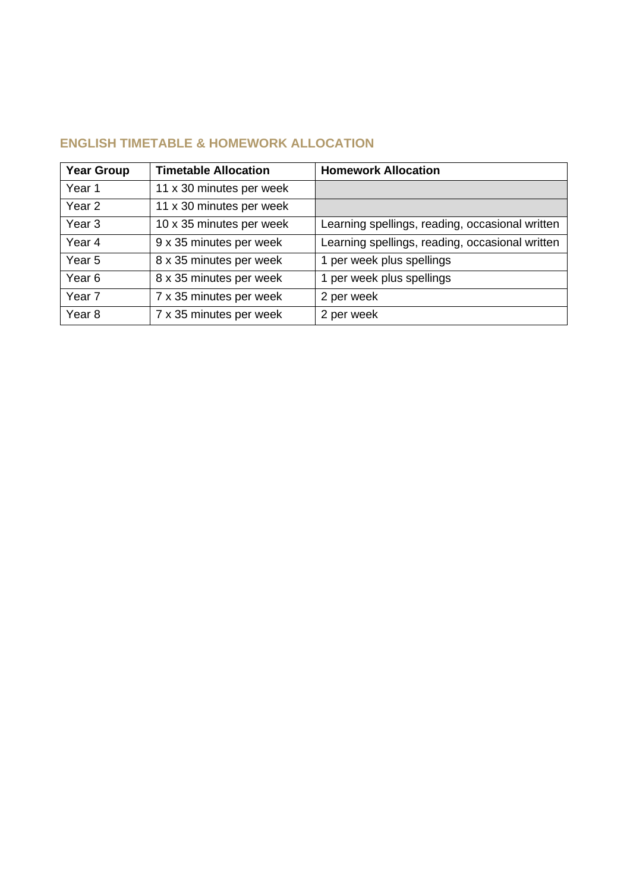## ENGLISH TIMETABLE & HOMEWORK ALLOCATION

| Year Group | Timetable Allocation | Homework Allocation |
|---|---|---|
| Year 1 | 11 x 30 minutes per week | |
| Year 2 | 11 x 30 minutes per week | |
| Year 3 | 10 x 35 minutes per week | Learning spellings, reading, occasional written |
| Year 4 | 9 x 35 minutes per week | Learning spellings, reading, occasional written |
| Year 5 | 8 x 35 minutes per week | 1 per week plus spellings |
| Year 6 | 8 x 35 minutes per week | 1 per week plus spellings |
| Year 7 | 7 x 35 minutes per week | 2 per week |
| Year 8 | 7 x 35 minutes per week | 2 per week |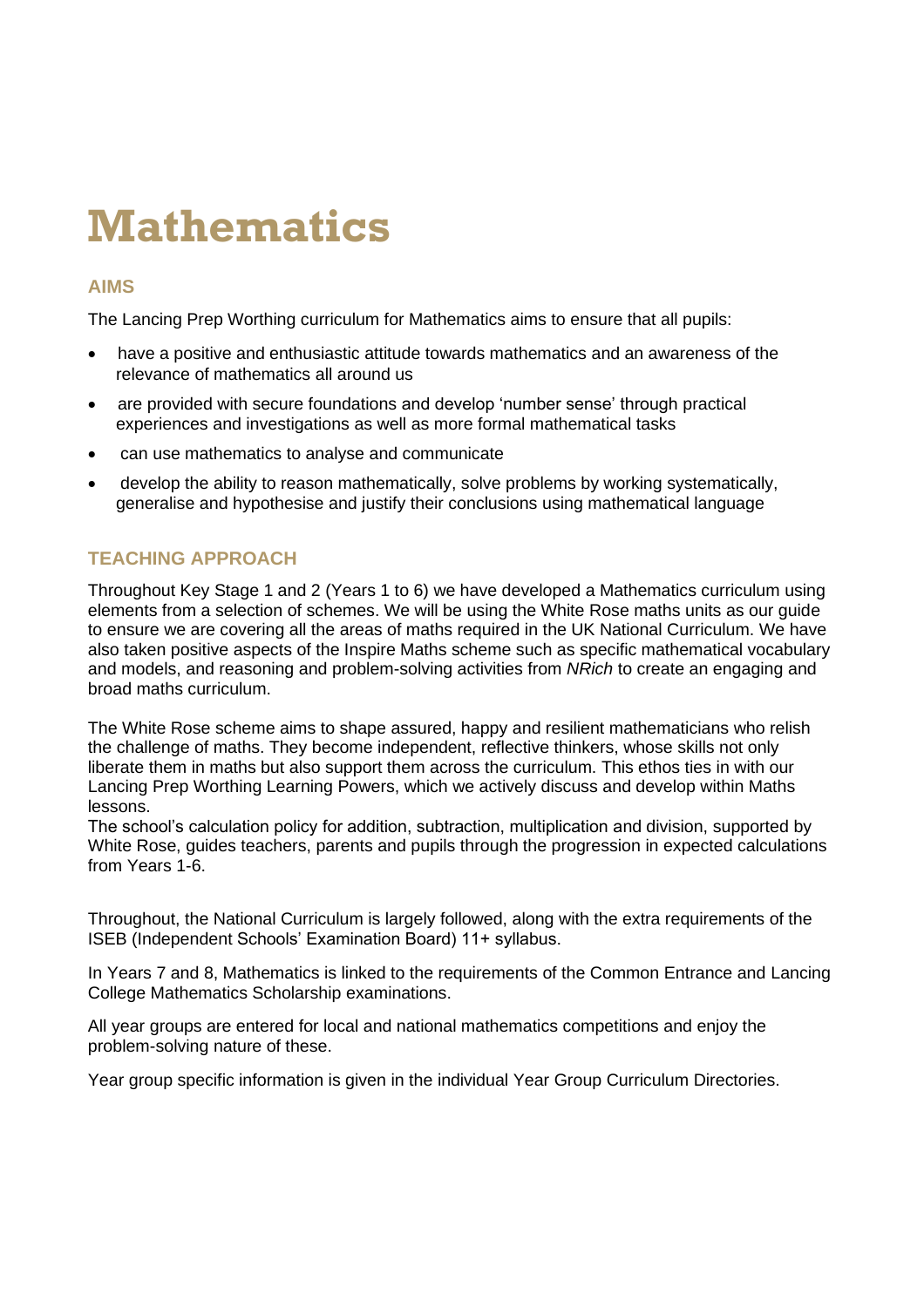# Mathematics

## AIMS

The Lancing Prep Worthing curriculum for Mathematics aims to ensure that all pupils:

- have a positive and enthusiastic attitude towards mathematics and an awareness of the relevance of mathematics all around us
- are provided with secure foundations and develop 'number sense' through practical experiences and investigations as well as more formal mathematical tasks
- can use mathematics to analyse and communicate
- develop the ability to reason mathematically, solve problems by working systematically, generalise and hypothesise and justify their conclusions using mathematical language

## TEACHING APPROACH

Throughout Key Stage 1 and 2 (Years 1 to 6) we have developed a Mathematics curriculum using elements from a selection of schemes. We will be using the White Rose maths units as our guide to ensure we are covering all the areas of maths required in the UK National Curriculum. We have also taken positive aspects of the Inspire Maths scheme such as specific mathematical vocabulary and models, and reasoning and problem-solving activities from *NRich* to create an engaging and broad maths curriculum.

The White Rose scheme aims to shape assured, happy and resilient mathematicians who relish the challenge of maths. They become independent, reflective thinkers, whose skills not only liberate them in maths but also support them across the curriculum. This ethos ties in with our Lancing Prep Worthing Learning Powers, which we actively discuss and develop within Maths lessons.
The school's calculation policy for addition, subtraction, multiplication and division, supported by White Rose, guides teachers, parents and pupils through the progression in expected calculations from Years 1-6.

Throughout, the National Curriculum is largely followed, along with the extra requirements of the ISEB (Independent Schools' Examination Board) 11+ syllabus.

In Years 7 and 8, Mathematics is linked to the requirements of the Common Entrance and Lancing College Mathematics Scholarship examinations.

All year groups are entered for local and national mathematics competitions and enjoy the problem-solving nature of these.

Year group specific information is given in the individual Year Group Curriculum Directories.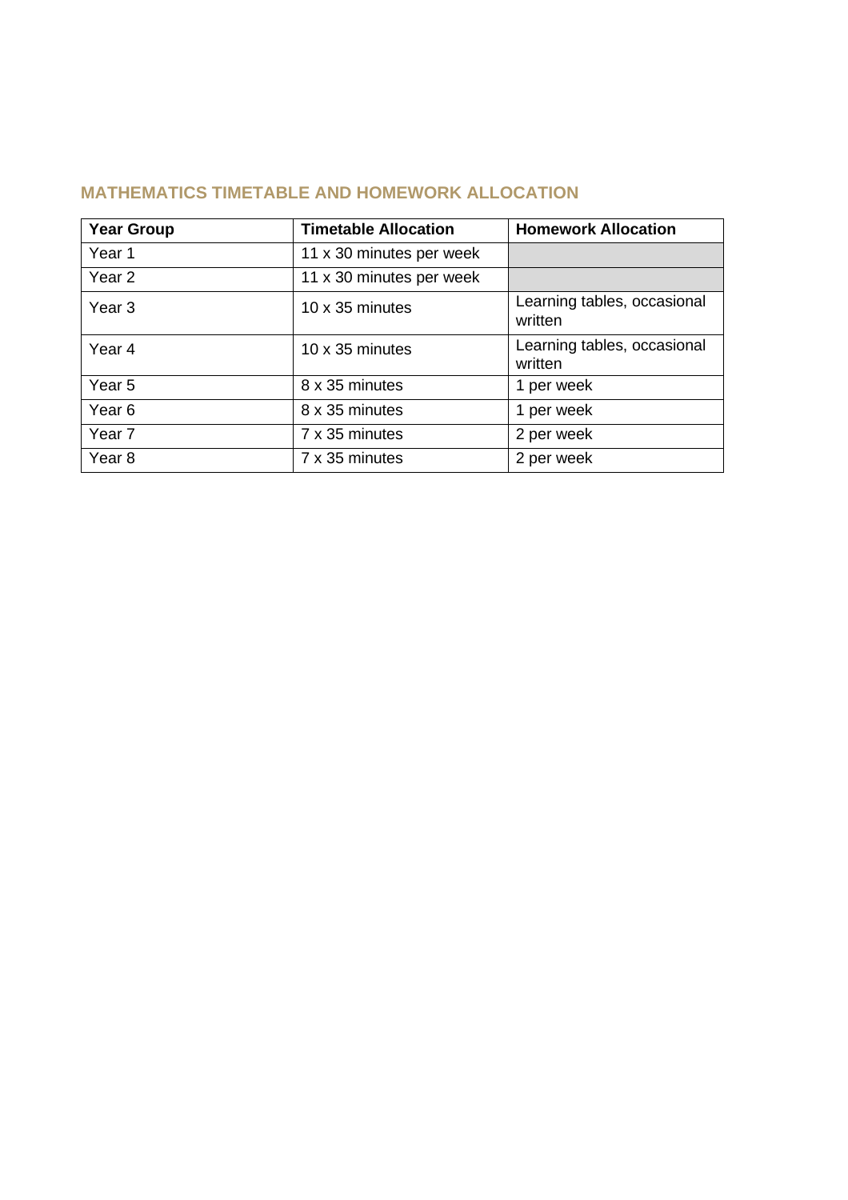## MATHEMATICS TIMETABLE AND HOMEWORK ALLOCATION

| Year Group | Timetable Allocation | Homework Allocation |
|---|---|---|
| Year 1 | 11 x 30 minutes per week | |
| Year 2 | 11 x 30 minutes per week | |
| Year 3 | 10 x 35 minutes | Learning tables, occasional written |
| Year 4 | 10 x 35 minutes | Learning tables, occasional written |
| Year 5 | 8 x 35 minutes | 1 per week |
| Year 6 | 8 x 35 minutes | 1 per week |
| Year 7 | 7 x 35 minutes | 2 per week |
| Year 8 | 7 x 35 minutes | 2 per week |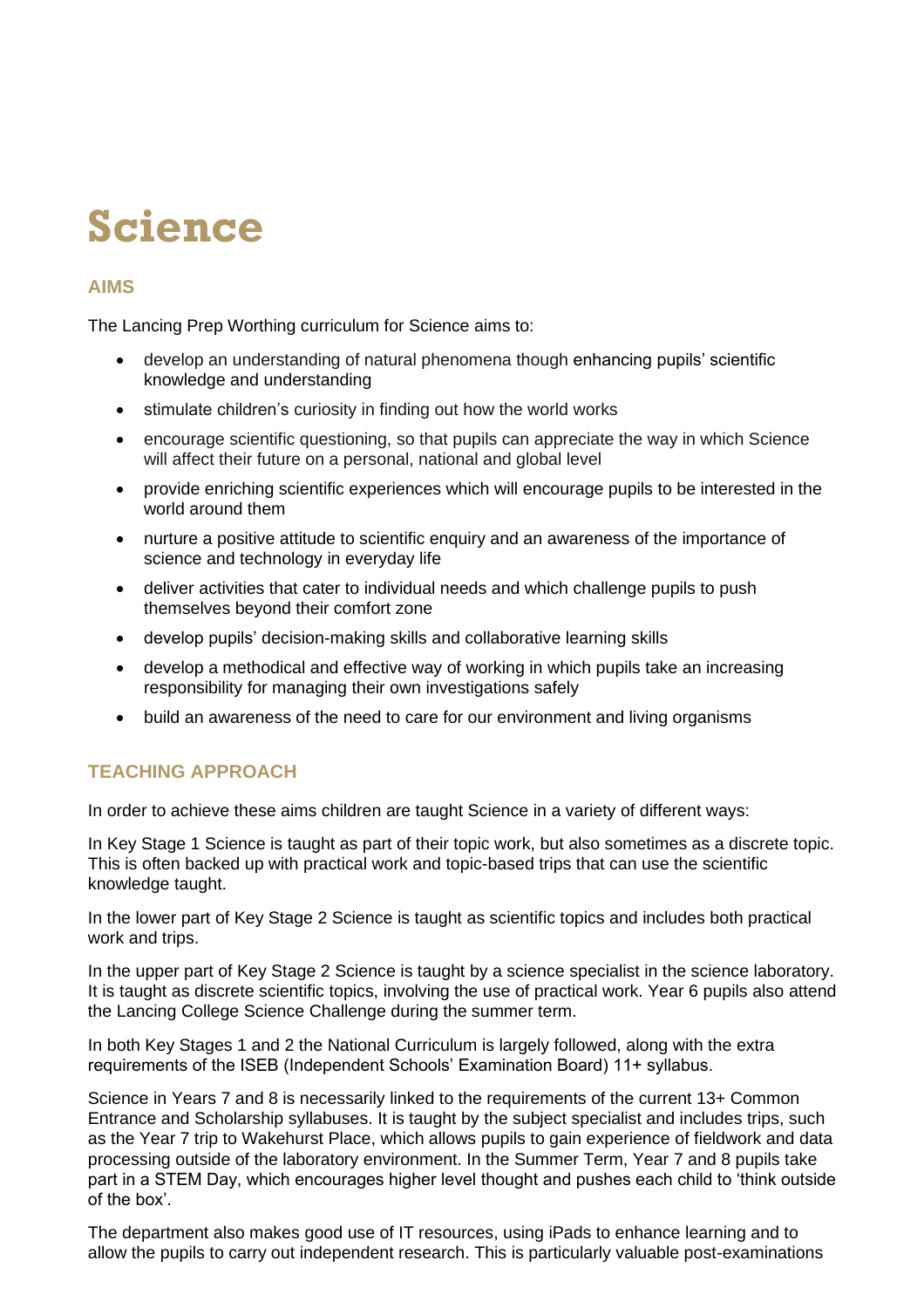# Science

## AIMS

The Lancing Prep Worthing curriculum for Science aims to:

- develop an understanding of natural phenomena though enhancing pupils' scientific knowledge and understanding
- stimulate children's curiosity in finding out how the world works
- encourage scientific questioning, so that pupils can appreciate the way in which Science will affect their future on a personal, national and global level
- provide enriching scientific experiences which will encourage pupils to be interested in the world around them
- nurture a positive attitude to scientific enquiry and an awareness of the importance of science and technology in everyday life
- deliver activities that cater to individual needs and which challenge pupils to push themselves beyond their comfort zone
- develop pupils' decision-making skills and collaborative learning skills
- develop a methodical and effective way of working in which pupils take an increasing responsibility for managing their own investigations safely
- build an awareness of the need to care for our environment and living organisms

## TEACHING APPROACH

In order to achieve these aims children are taught Science in a variety of different ways:

In Key Stage 1 Science is taught as part of their topic work, but also sometimes as a discrete topic. This is often backed up with practical work and topic-based trips that can use the scientific knowledge taught.

In the lower part of Key Stage 2 Science is taught as scientific topics and includes both practical work and trips.

In the upper part of Key Stage 2 Science is taught by a science specialist in the science laboratory. It is taught as discrete scientific topics, involving the use of practical work. Year 6 pupils also attend the Lancing College Science Challenge during the summer term.

In both Key Stages 1 and 2 the National Curriculum is largely followed, along with the extra requirements of the ISEB (Independent Schools' Examination Board) 11+ syllabus.

Science in Years 7 and 8 is necessarily linked to the requirements of the current 13+ Common Entrance and Scholarship syllabuses. It is taught by the subject specialist and includes trips, such as the Year 7 trip to Wakehurst Place, which allows pupils to gain experience of fieldwork and data processing outside of the laboratory environment. In the Summer Term, Year 7 and 8 pupils take part in a STEM Day, which encourages higher level thought and pushes each child to 'think outside of the box'.

The department also makes good use of IT resources, using iPads to enhance learning and to allow the pupils to carry out independent research. This is particularly valuable post-examinations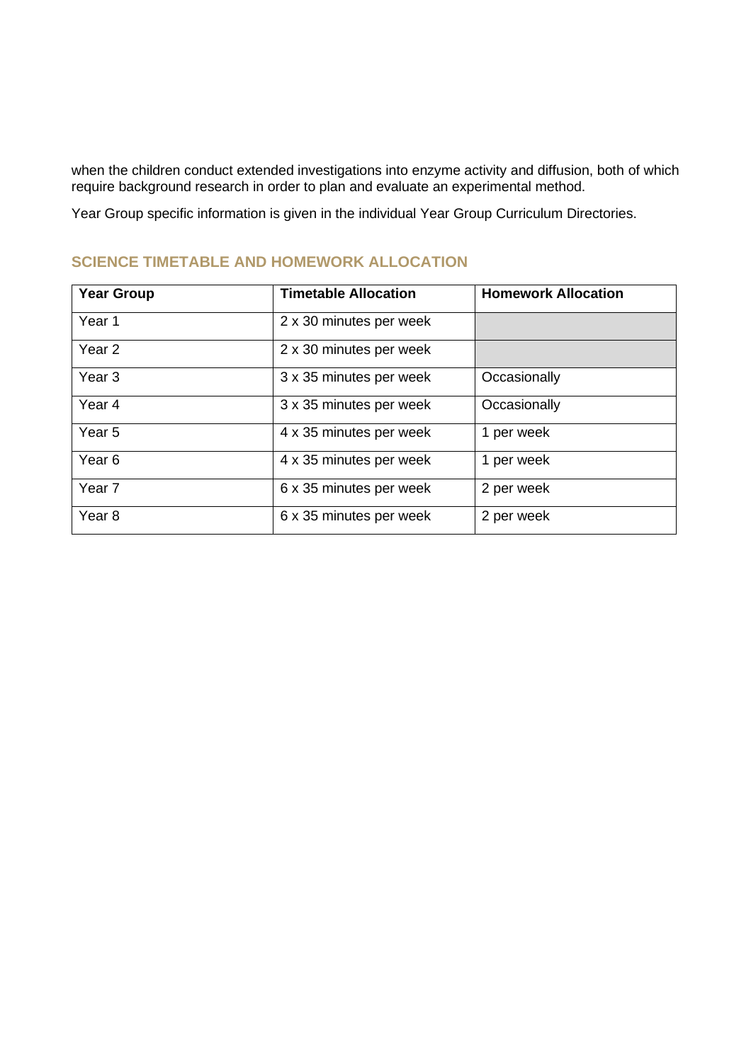when the children conduct extended investigations into enzyme activity and diffusion, both of which require background research in order to plan and evaluate an experimental method.

Year Group specific information is given in the individual Year Group Curriculum Directories.

## SCIENCE TIMETABLE AND HOMEWORK ALLOCATION

| Year Group | Timetable Allocation | Homework Allocation |
| --- | --- | --- |
| Year 1 | 2 x 30 minutes per week | |
| Year 2 | 2 x 30 minutes per week | |
| Year 3 | 3 x 35 minutes per week | Occasionally |
| Year 4 | 3 x 35 minutes per week | Occasionally |
| Year 5 | 4 x 35 minutes per week | 1 per week |
| Year 6 | 4 x 35 minutes per week | 1 per week |
| Year 7 | 6 x 35 minutes per week | 2 per week |
| Year 8 | 6 x 35 minutes per week | 2 per week |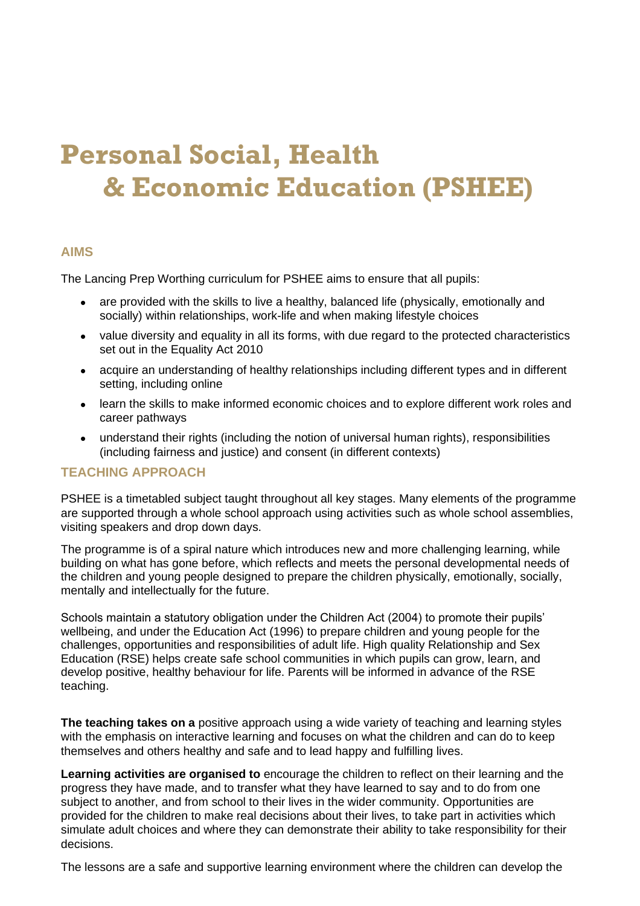# Personal Social, Health & Economic Education (PSHEE)

## AIMS

The Lancing Prep Worthing curriculum for PSHEE aims to ensure that all pupils:

- are provided with the skills to live a healthy, balanced life (physically, emotionally and socially) within relationships, work-life and when making lifestyle choices
- value diversity and equality in all its forms, with due regard to the protected characteristics set out in the Equality Act 2010
- acquire an understanding of healthy relationships including different types and in different setting, including online
- learn the skills to make informed economic choices and to explore different work roles and career pathways
- understand their rights (including the notion of universal human rights), responsibilities (including fairness and justice) and consent (in different contexts)

## TEACHING APPROACH

PSHEE is a timetabled subject taught throughout all key stages. Many elements of the programme are supported through a whole school approach using activities such as whole school assemblies, visiting speakers and drop down days.

The programme is of a spiral nature which introduces new and more challenging learning, while building on what has gone before, which reflects and meets the personal developmental needs of the children and young people designed to prepare the children physically, emotionally, socially, mentally and intellectually for the future.

Schools maintain a statutory obligation under the Children Act (2004) to promote their pupils' wellbeing, and under the Education Act (1996) to prepare children and young people for the challenges, opportunities and responsibilities of adult life. High quality Relationship and Sex Education (RSE) helps create safe school communities in which pupils can grow, learn, and develop positive, healthy behaviour for life. Parents will be informed in advance of the RSE teaching.

**The teaching takes on a** positive approach using a wide variety of teaching and learning styles with the emphasis on interactive learning and focuses on what the children and can do to keep themselves and others healthy and safe and to lead happy and fulfilling lives.

**Learning activities are organised to** encourage the children to reflect on their learning and the progress they have made, and to transfer what they have learned to say and to do from one subject to another, and from school to their lives in the wider community. Opportunities are provided for the children to make real decisions about their lives, to take part in activities which simulate adult choices and where they can demonstrate their ability to take responsibility for their decisions.

The lessons are a safe and supportive learning environment where the children can develop the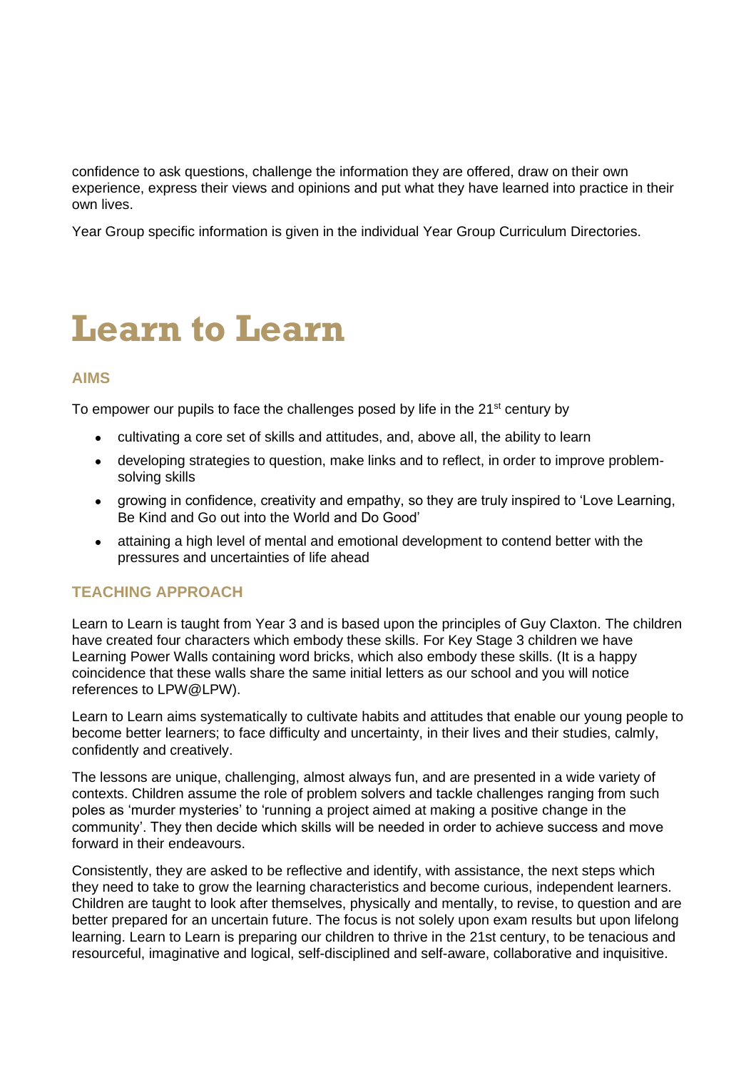confidence to ask questions, challenge the information they are offered, draw on their own experience, express their views and opinions and put what they have learned into practice in their own lives.

Year Group specific information is given in the individual Year Group Curriculum Directories.

# Learn to Learn

### AIMS

To empower our pupils to face the challenges posed by life in the 21st century by

- cultivating a core set of skills and attitudes, and, above all, the ability to learn
- developing strategies to question, make links and to reflect, in order to improve problem-solving skills
- growing in confidence, creativity and empathy, so they are truly inspired to 'Love Learning, Be Kind and Go out into the World and Do Good'
- attaining a high level of mental and emotional development to contend better with the pressures and uncertainties of life ahead

### TEACHING APPROACH

Learn to Learn is taught from Year 3 and is based upon the principles of Guy Claxton. The children have created four characters which embody these skills. For Key Stage 3 children we have Learning Power Walls containing word bricks, which also embody these skills. (It is a happy coincidence that these walls share the same initial letters as our school and you will notice references to LPW@LPW).

Learn to Learn aims systematically to cultivate habits and attitudes that enable our young people to become better learners; to face difficulty and uncertainty, in their lives and their studies, calmly, confidently and creatively.

The lessons are unique, challenging, almost always fun, and are presented in a wide variety of contexts. Children assume the role of problem solvers and tackle challenges ranging from such poles as 'murder mysteries' to 'running a project aimed at making a positive change in the community'. They then decide which skills will be needed in order to achieve success and move forward in their endeavours.

Consistently, they are asked to be reflective and identify, with assistance, the next steps which they need to take to grow the learning characteristics and become curious, independent learners. Children are taught to look after themselves, physically and mentally, to revise, to question and are better prepared for an uncertain future. The focus is not solely upon exam results but upon lifelong learning. Learn to Learn is preparing our children to thrive in the 21st century, to be tenacious and resourceful, imaginative and logical, self-disciplined and self-aware, collaborative and inquisitive.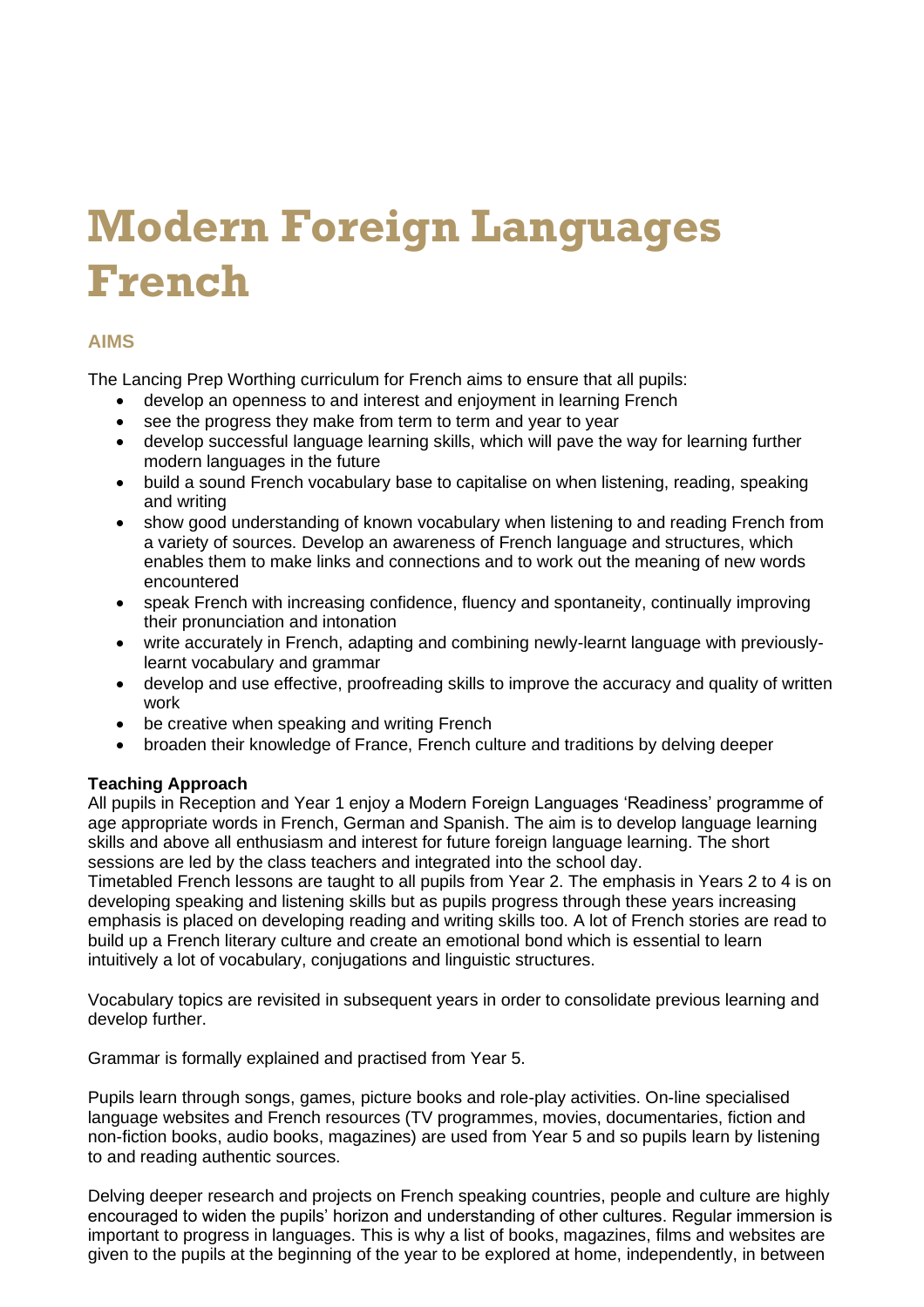# Modern Foreign Languages French

## AIMS

The Lancing Prep Worthing curriculum for French aims to ensure that all pupils:

- develop an openness to and interest and enjoyment in learning French
- see the progress they make from term to term and year to year
- develop successful language learning skills, which will pave the way for learning further modern languages in the future
- build a sound French vocabulary base to capitalise on when listening, reading, speaking and writing
- show good understanding of known vocabulary when listening to and reading French from a variety of sources. Develop an awareness of French language and structures, which enables them to make links and connections and to work out the meaning of new words encountered
- speak French with increasing confidence, fluency and spontaneity, continually improving their pronunciation and intonation
- write accurately in French, adapting and combining newly-learnt language with previously-learnt vocabulary and grammar
- develop and use effective, proofreading skills to improve the accuracy and quality of written work
- be creative when speaking and writing French
- broaden their knowledge of France, French culture and traditions by delving deeper

**Teaching Approach**

All pupils in Reception and Year 1 enjoy a Modern Foreign Languages 'Readiness' programme of age appropriate words in French, German and Spanish. The aim is to develop language learning skills and above all enthusiasm and interest for future foreign language learning. The short sessions are led by the class teachers and integrated into the school day.

Timetabled French lessons are taught to all pupils from Year 2. The emphasis in Years 2 to 4 is on developing speaking and listening skills but as pupils progress through these years increasing emphasis is placed on developing reading and writing skills too. A lot of French stories are read to build up a French literary culture and create an emotional bond which is essential to learn intuitively a lot of vocabulary, conjugations and linguistic structures.

Vocabulary topics are revisited in subsequent years in order to consolidate previous learning and develop further.

Grammar is formally explained and practised from Year 5.

Pupils learn through songs, games, picture books and role-play activities. On-line specialised language websites and French resources (TV programmes, movies, documentaries, fiction and non-fiction books, audio books, magazines) are used from Year 5 and so pupils learn by listening to and reading authentic sources.

Delving deeper research and projects on French speaking countries, people and culture are highly encouraged to widen the pupils' horizon and understanding of other cultures. Regular immersion is important to progress in languages. This is why a list of books, magazines, films and websites are given to the pupils at the beginning of the year to be explored at home, independently, in between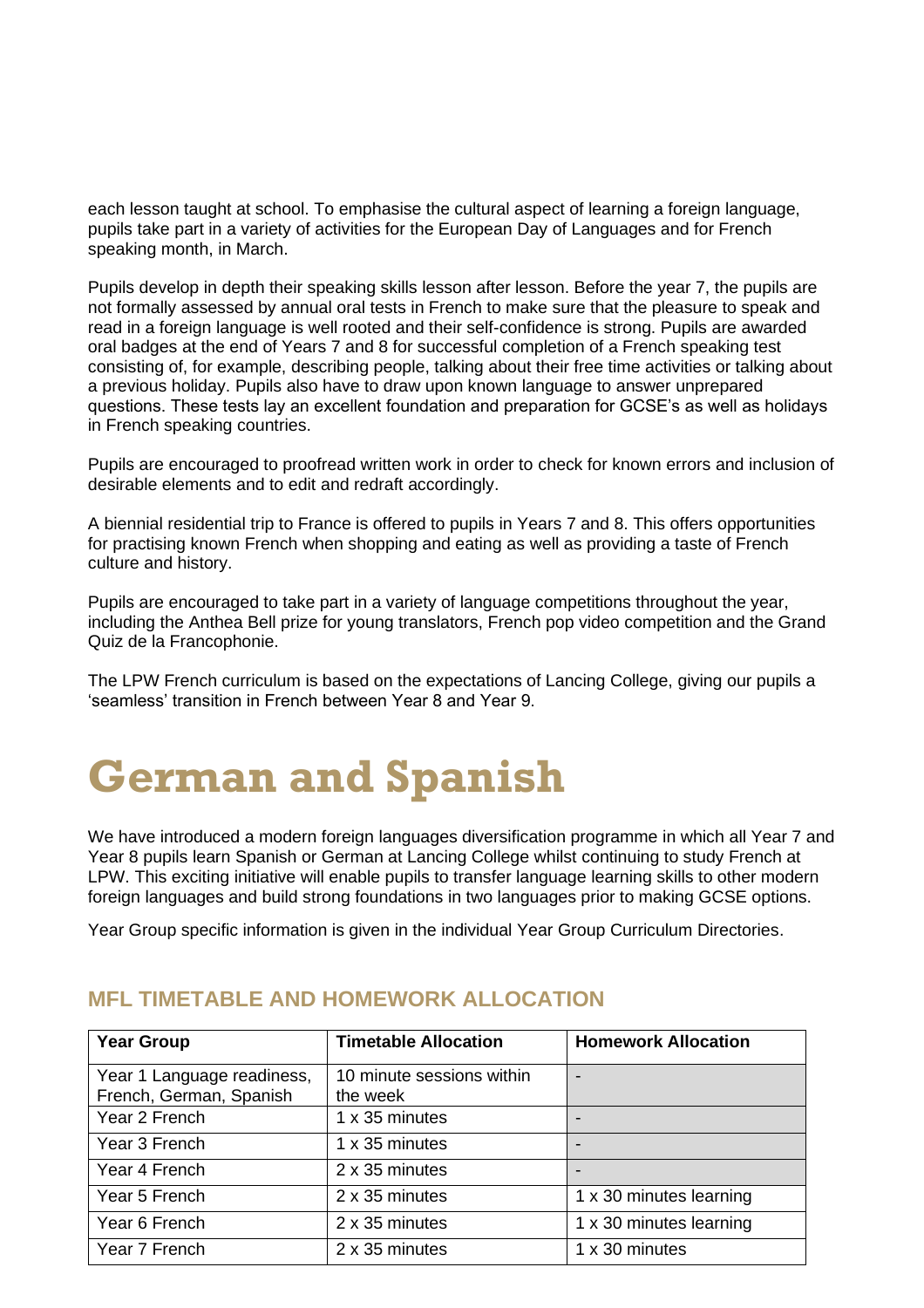each lesson taught at school. To emphasise the cultural aspect of learning a foreign language, pupils take part in a variety of activities for the European Day of Languages and for French speaking month, in March.

Pupils develop in depth their speaking skills lesson after lesson. Before the year 7, the pupils are not formally assessed by annual oral tests in French to make sure that the pleasure to speak and read in a foreign language is well rooted and their self-confidence is strong. Pupils are awarded oral badges at the end of Years 7 and 8 for successful completion of a French speaking test consisting of, for example, describing people, talking about their free time activities or talking about a previous holiday. Pupils also have to draw upon known language to answer unprepared questions. These tests lay an excellent foundation and preparation for GCSE's as well as holidays in French speaking countries.

Pupils are encouraged to proofread written work in order to check for known errors and inclusion of desirable elements and to edit and redraft accordingly.

A biennial residential trip to France is offered to pupils in Years 7 and 8. This offers opportunities for practising known French when shopping and eating as well as providing a taste of French culture and history.

Pupils are encouraged to take part in a variety of language competitions throughout the year, including the Anthea Bell prize for young translators, French pop video competition and the Grand Quiz de la Francophonie.

The LPW French curriculum is based on the expectations of Lancing College, giving our pupils a 'seamless' transition in French between Year 8 and Year 9.

# German and Spanish

We have introduced a modern foreign languages diversification programme in which all Year 7 and Year 8 pupils learn Spanish or German at Lancing College whilst continuing to study French at LPW. This exciting initiative will enable pupils to transfer language learning skills to other modern foreign languages and build strong foundations in two languages prior to making GCSE options.

Year Group specific information is given in the individual Year Group Curriculum Directories.

## MFL TIMETABLE AND HOMEWORK ALLOCATION

| Year Group | Timetable Allocation | Homework Allocation |
|---|---|---|
| Year 1 Language readiness, French, German, Spanish | 10 minute sessions within the week | - |
| Year 2 French | 1 x 35 minutes | - |
| Year 3 French | 1 x 35 minutes | - |
| Year 4 French | 2 x 35 minutes | - |
| Year 5 French | 2 x 35 minutes | 1 x 30 minutes learning |
| Year 6 French | 2 x 35 minutes | 1 x 30 minutes learning |
| Year 7 French | 2 x 35 minutes | 1 x 30 minutes |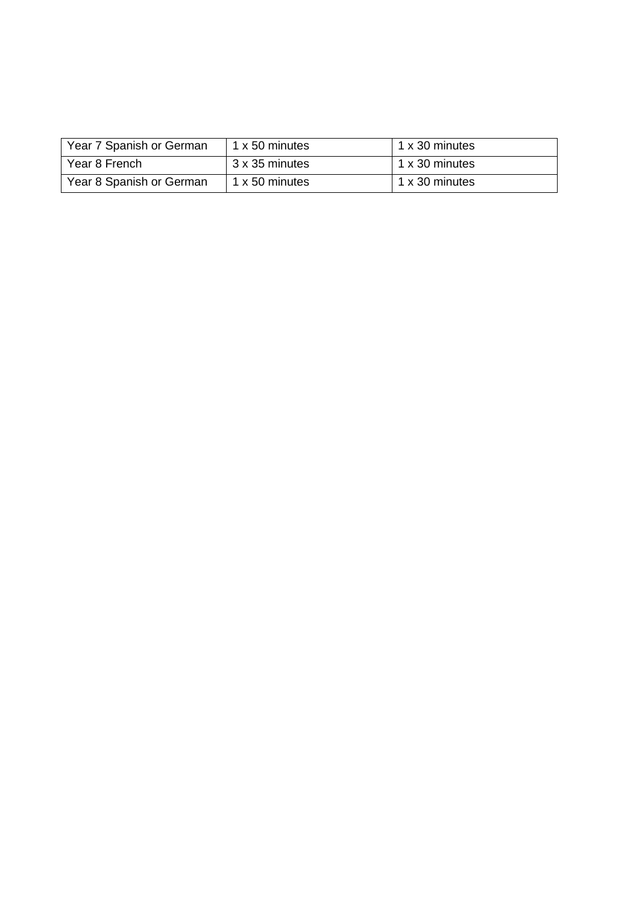| Year 7 Spanish or German | 1 x 50 minutes | 1 x 30 minutes |
|---|---|---|
| Year 8 French | 3 x 35 minutes | 1 x 30 minutes |
| Year 8 Spanish or German | 1 x 50 minutes | 1 x 30 minutes |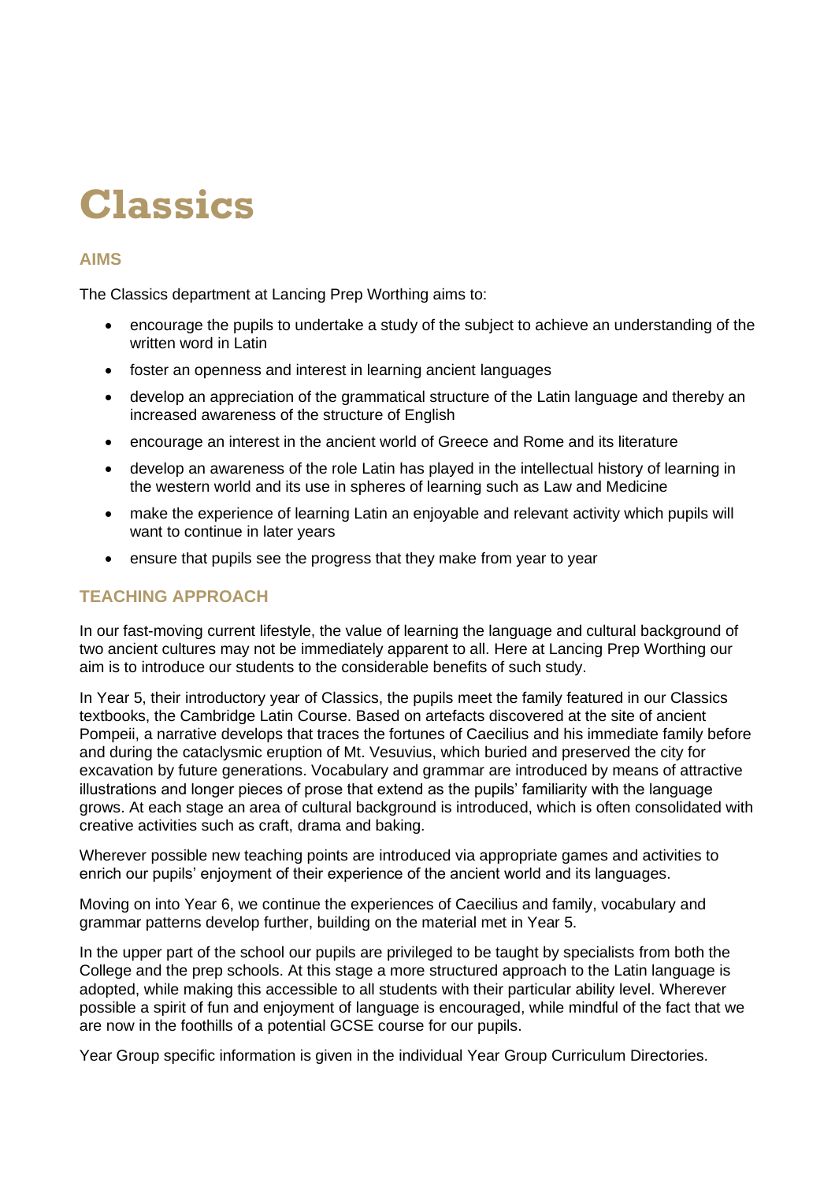# Classics

## AIMS

The Classics department at Lancing Prep Worthing aims to:

- encourage the pupils to undertake a study of the subject to achieve an understanding of the written word in Latin
- foster an openness and interest in learning ancient languages
- develop an appreciation of the grammatical structure of the Latin language and thereby an increased awareness of the structure of English
- encourage an interest in the ancient world of Greece and Rome and its literature
- develop an awareness of the role Latin has played in the intellectual history of learning in the western world and its use in spheres of learning such as Law and Medicine
- make the experience of learning Latin an enjoyable and relevant activity which pupils will want to continue in later years
- ensure that pupils see the progress that they make from year to year

## TEACHING APPROACH

In our fast-moving current lifestyle, the value of learning the language and cultural background of two ancient cultures may not be immediately apparent to all. Here at Lancing Prep Worthing our aim is to introduce our students to the considerable benefits of such study.

In Year 5, their introductory year of Classics, the pupils meet the family featured in our Classics textbooks, the Cambridge Latin Course. Based on artefacts discovered at the site of ancient Pompeii, a narrative develops that traces the fortunes of Caecilius and his immediate family before and during the cataclysmic eruption of Mt. Vesuvius, which buried and preserved the city for excavation by future generations. Vocabulary and grammar are introduced by means of attractive illustrations and longer pieces of prose that extend as the pupils' familiarity with the language grows. At each stage an area of cultural background is introduced, which is often consolidated with creative activities such as craft, drama and baking.

Wherever possible new teaching points are introduced via appropriate games and activities to enrich our pupils' enjoyment of their experience of the ancient world and its languages.

Moving on into Year 6, we continue the experiences of Caecilius and family, vocabulary and grammar patterns develop further, building on the material met in Year 5.

In the upper part of the school our pupils are privileged to be taught by specialists from both the College and the prep schools. At this stage a more structured approach to the Latin language is adopted, while making this accessible to all students with their particular ability level. Wherever possible a spirit of fun and enjoyment of language is encouraged, while mindful of the fact that we are now in the foothills of a potential GCSE course for our pupils.

Year Group specific information is given in the individual Year Group Curriculum Directories.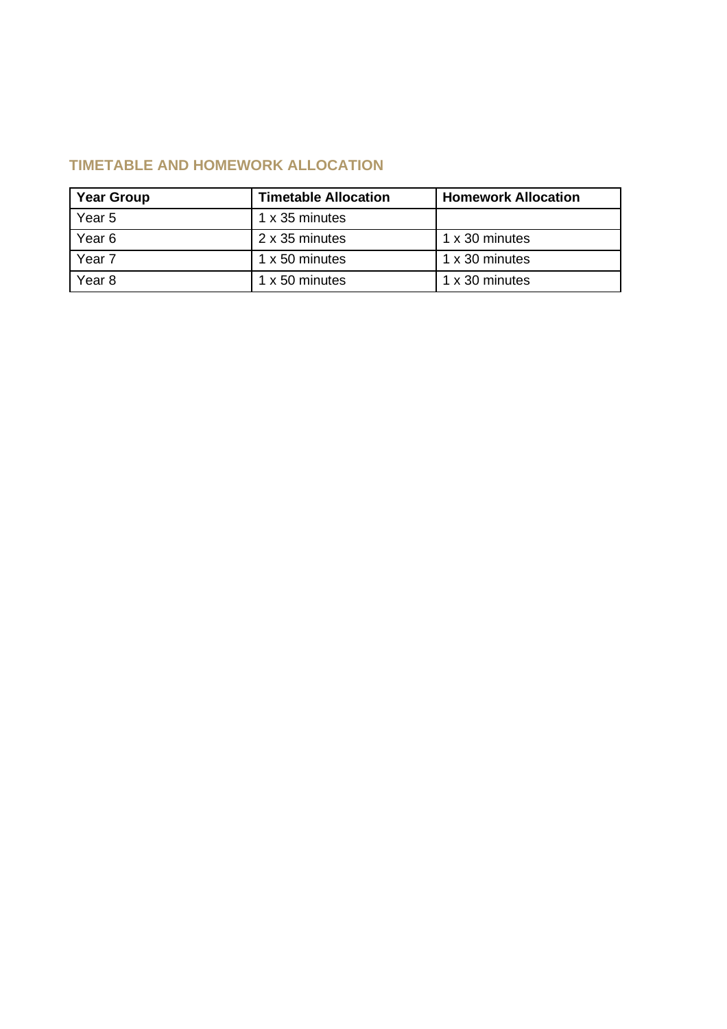## TIMETABLE AND HOMEWORK ALLOCATION

| Year Group | Timetable Allocation | Homework Allocation |
| --- | --- | --- |
| Year 5 | 1 x 35 minutes | |
| Year 6 | 2 x 35 minutes | 1 x 30 minutes |
| Year 7 | 1 x 50 minutes | 1 x 30 minutes |
| Year 8 | 1 x 50 minutes | 1 x 30 minutes |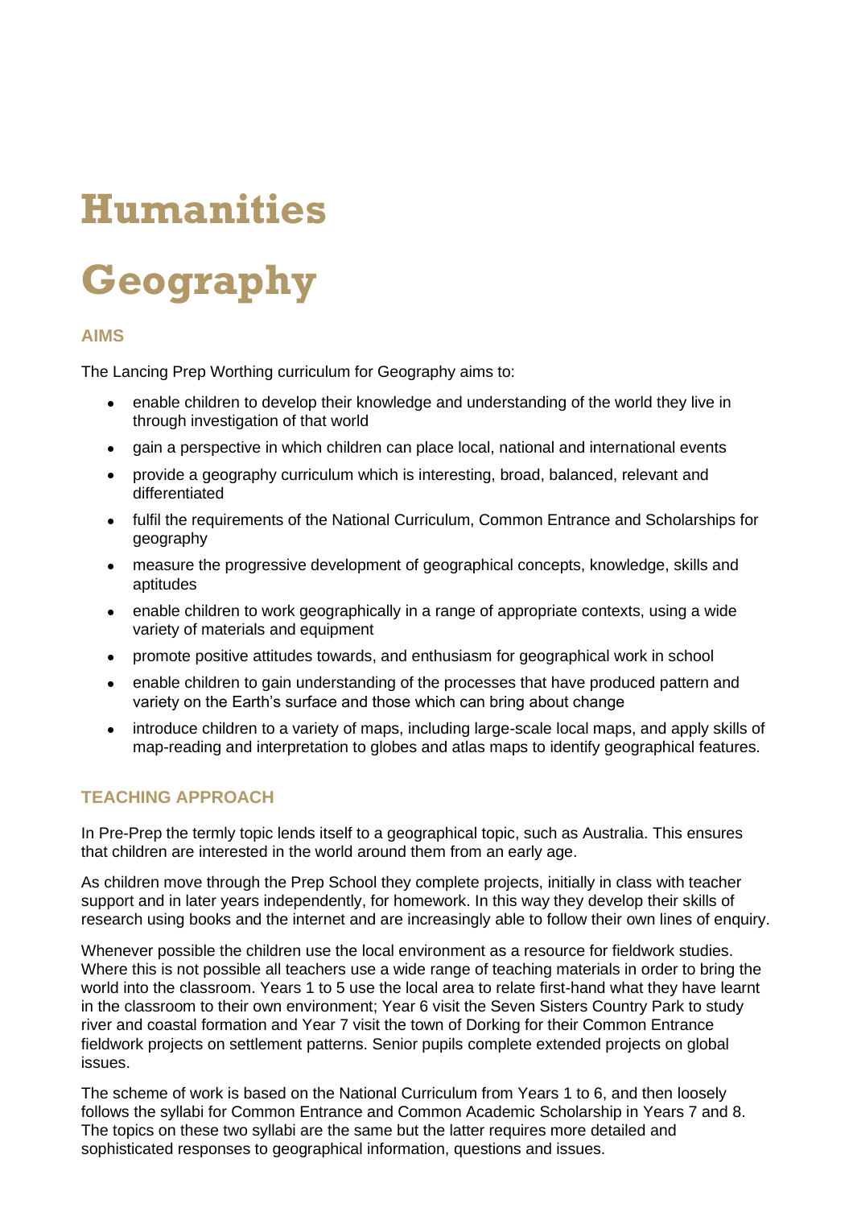# Humanities

# Geography

## AIMS

The Lancing Prep Worthing curriculum for Geography aims to:

- enable children to develop their knowledge and understanding of the world they live in through investigation of that world
- gain a perspective in which children can place local, national and international events
- provide a geography curriculum which is interesting, broad, balanced, relevant and differentiated
- fulfil the requirements of the National Curriculum, Common Entrance and Scholarships for geography
- measure the progressive development of geographical concepts, knowledge, skills and aptitudes
- enable children to work geographically in a range of appropriate contexts, using a wide variety of materials and equipment
- promote positive attitudes towards, and enthusiasm for geographical work in school
- enable children to gain understanding of the processes that have produced pattern and variety on the Earth's surface and those which can bring about change
- introduce children to a variety of maps, including large-scale local maps, and apply skills of map-reading and interpretation to globes and atlas maps to identify geographical features.

## TEACHING APPROACH

In Pre-Prep the termly topic lends itself to a geographical topic, such as Australia. This ensures that children are interested in the world around them from an early age.

As children move through the Prep School they complete projects, initially in class with teacher support and in later years independently, for homework. In this way they develop their skills of research using books and the internet and are increasingly able to follow their own lines of enquiry.

Whenever possible the children use the local environment as a resource for fieldwork studies. Where this is not possible all teachers use a wide range of teaching materials in order to bring the world into the classroom. Years 1 to 5 use the local area to relate first-hand what they have learnt in the classroom to their own environment; Year 6 visit the Seven Sisters Country Park to study river and coastal formation and Year 7 visit the town of Dorking for their Common Entrance fieldwork projects on settlement patterns. Senior pupils complete extended projects on global issues.

The scheme of work is based on the National Curriculum from Years 1 to 6, and then loosely follows the syllabi for Common Entrance and Common Academic Scholarship in Years 7 and 8. The topics on these two syllabi are the same but the latter requires more detailed and sophisticated responses to geographical information, questions and issues.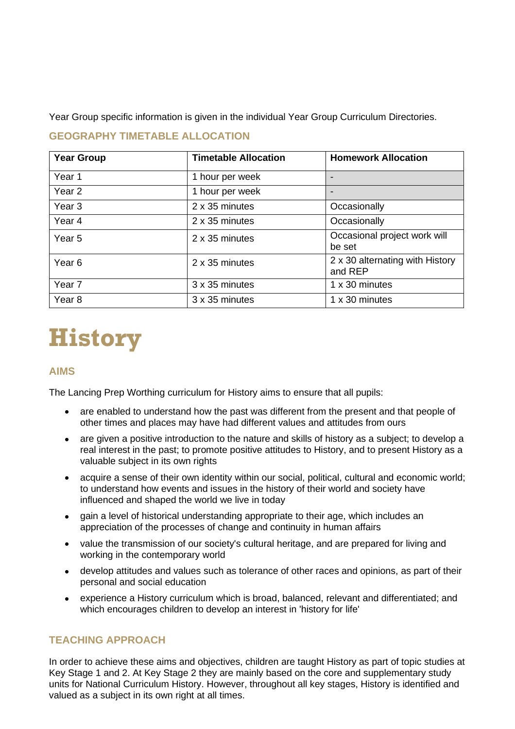Year Group specific information is given in the individual Year Group Curriculum Directories.

### GEOGRAPHY TIMETABLE ALLOCATION

| Year Group | Timetable Allocation | Homework Allocation |
|---|---|---|
| Year 1 | 1 hour per week | - |
| Year 2 | 1 hour per week | - |
| Year 3 | 2 x 35 minutes | Occasionally |
| Year 4 | 2 x 35 minutes | Occasionally |
| Year 5 | 2 x 35 minutes | Occasional project work will be set |
| Year 6 | 2 x 35 minutes | 2 x 30 alternating with History and REP |
| Year 7 | 3 x 35 minutes | 1 x 30 minutes |
| Year 8 | 3 x 35 minutes | 1 x 30 minutes |

# History

### AIMS

The Lancing Prep Worthing curriculum for History aims to ensure that all pupils:

- are enabled to understand how the past was different from the present and that people of other times and places may have had different values and attitudes from ours
- are given a positive introduction to the nature and skills of history as a subject; to develop a real interest in the past; to promote positive attitudes to History, and to present History as a valuable subject in its own rights
- acquire a sense of their own identity within our social, political, cultural and economic world; to understand how events and issues in the history of their world and society have influenced and shaped the world we live in today
- gain a level of historical understanding appropriate to their age, which includes an appreciation of the processes of change and continuity in human affairs
- value the transmission of our society's cultural heritage, and are prepared for living and working in the contemporary world
- develop attitudes and values such as tolerance of other races and opinions, as part of their personal and social education
- experience a History curriculum which is broad, balanced, relevant and differentiated; and which encourages children to develop an interest in 'history for life'

### TEACHING APPROACH

In order to achieve these aims and objectives, children are taught History as part of topic studies at Key Stage 1 and 2. At Key Stage 2 they are mainly based on the core and supplementary study units for National Curriculum History. However, throughout all key stages, History is identified and valued as a subject in its own right at all times.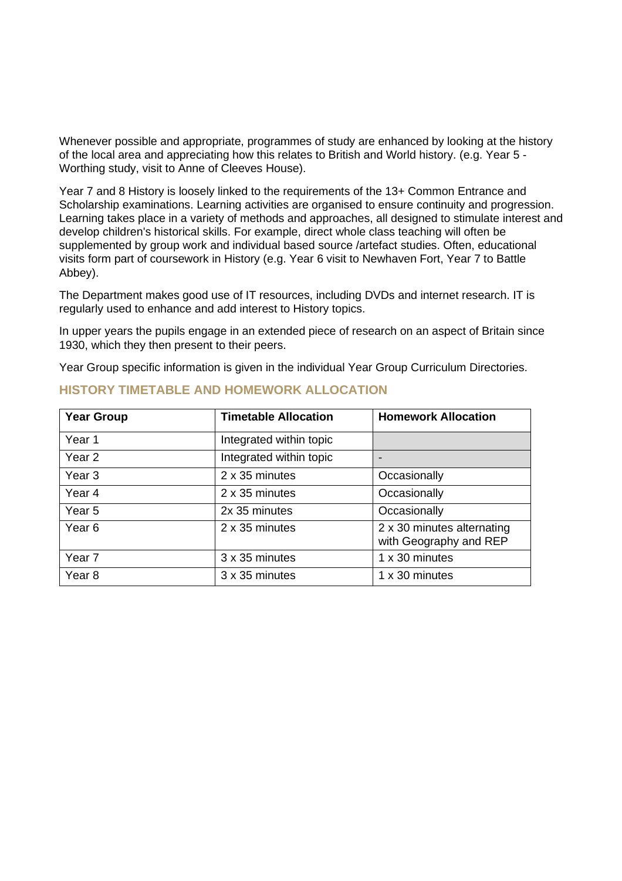Whenever possible and appropriate, programmes of study are enhanced by looking at the history of the local area and appreciating how this relates to British and World history. (e.g. Year 5 - Worthing study, visit to Anne of Cleeves House).

Year 7 and 8 History is loosely linked to the requirements of the 13+ Common Entrance and Scholarship examinations. Learning activities are organised to ensure continuity and progression. Learning takes place in a variety of methods and approaches, all designed to stimulate interest and develop children's historical skills. For example, direct whole class teaching will often be supplemented by group work and individual based source /artefact studies. Often, educational visits form part of coursework in History (e.g. Year 6 visit to Newhaven Fort, Year 7 to Battle Abbey).

The Department makes good use of IT resources, including DVDs and internet research. IT is regularly used to enhance and add interest to History topics.

In upper years the pupils engage in an extended piece of research on an aspect of Britain since 1930, which they then present to their peers.

Year Group specific information is given in the individual Year Group Curriculum Directories.

## HISTORY TIMETABLE AND HOMEWORK ALLOCATION

| Year Group | Timetable Allocation | Homework Allocation |
|---|---|---|
| Year 1 | Integrated within topic | |
| Year 2 | Integrated within topic | - |
| Year 3 | 2 x 35 minutes | Occasionally |
| Year 4 | 2 x 35 minutes | Occasionally |
| Year 5 | 2x 35 minutes | Occasionally |
| Year 6 | 2 x 35 minutes | 2 x 30 minutes alternating with Geography and REP |
| Year 7 | 3 x 35 minutes | 1 x 30 minutes |
| Year 8 | 3 x 35 minutes | 1 x 30 minutes |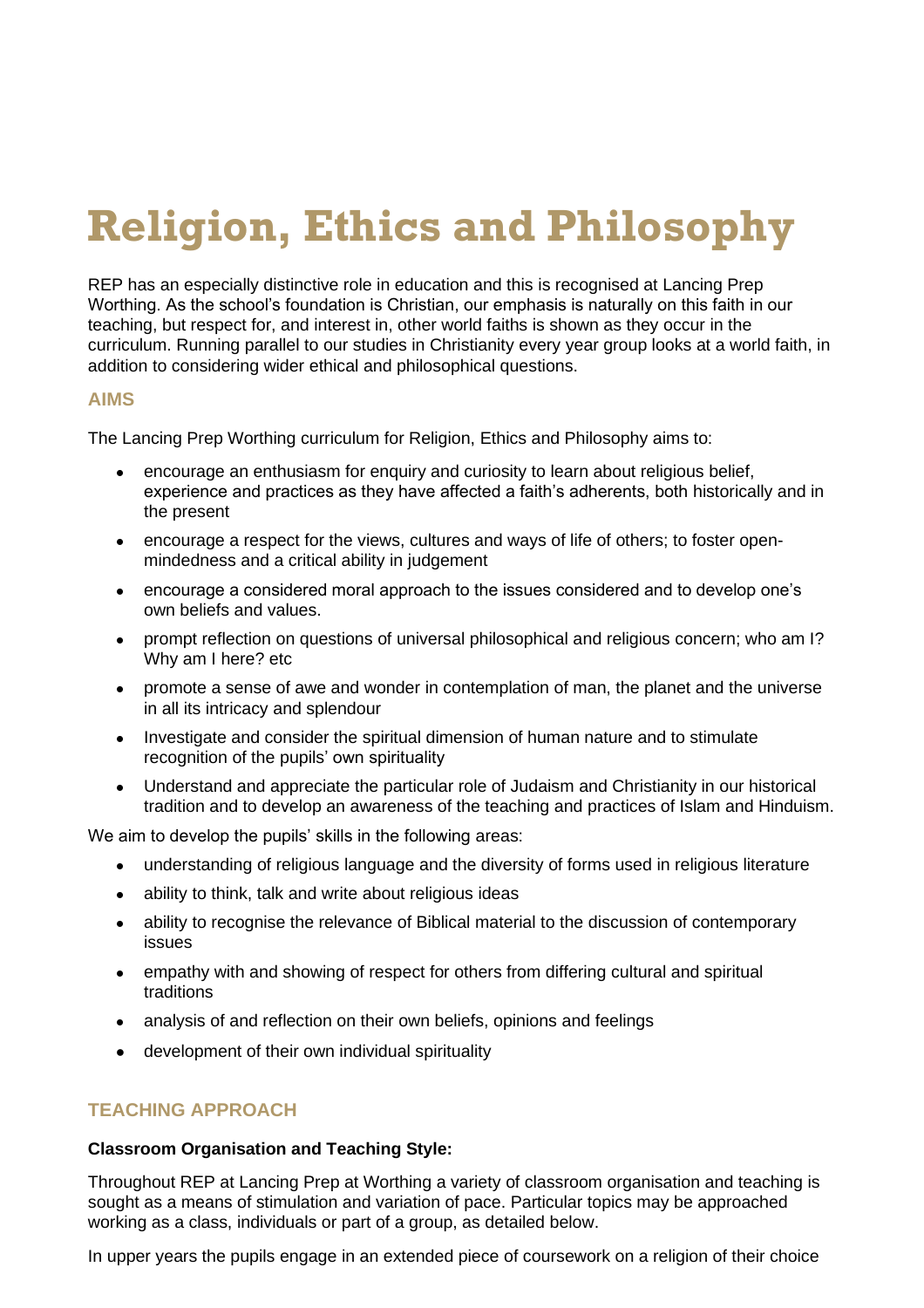# Religion, Ethics and Philosophy

REP has an especially distinctive role in education and this is recognised at Lancing Prep Worthing. As the school's foundation is Christian, our emphasis is naturally on this faith in our teaching, but respect for, and interest in, other world faiths is shown as they occur in the curriculum. Running parallel to our studies in Christianity every year group looks at a world faith, in addition to considering wider ethical and philosophical questions.

## AIMS

The Lancing Prep Worthing curriculum for Religion, Ethics and Philosophy aims to:

- encourage an enthusiasm for enquiry and curiosity to learn about religious belief, experience and practices as they have affected a faith's adherents, both historically and in the present
- encourage a respect for the views, cultures and ways of life of others; to foster open-mindedness and a critical ability in judgement
- encourage a considered moral approach to the issues considered and to develop one's own beliefs and values.
- prompt reflection on questions of universal philosophical and religious concern; who am I? Why am I here? etc
- promote a sense of awe and wonder in contemplation of man, the planet and the universe in all its intricacy and splendour
- Investigate and consider the spiritual dimension of human nature and to stimulate recognition of the pupils' own spirituality
- Understand and appreciate the particular role of Judaism and Christianity in our historical tradition and to develop an awareness of the teaching and practices of Islam and Hinduism.

We aim to develop the pupils' skills in the following areas:

- understanding of religious language and the diversity of forms used in religious literature
- ability to think, talk and write about religious ideas
- ability to recognise the relevance of Biblical material to the discussion of contemporary issues
- empathy with and showing of respect for others from differing cultural and spiritual traditions
- analysis of and reflection on their own beliefs, opinions and feelings
- development of their own individual spirituality

## TEACHING APPROACH

**Classroom Organisation and Teaching Style:**

Throughout REP at Lancing Prep at Worthing a variety of classroom organisation and teaching is sought as a means of stimulation and variation of pace. Particular topics may be approached working as a class, individuals or part of a group, as detailed below.

In upper years the pupils engage in an extended piece of coursework on a religion of their choice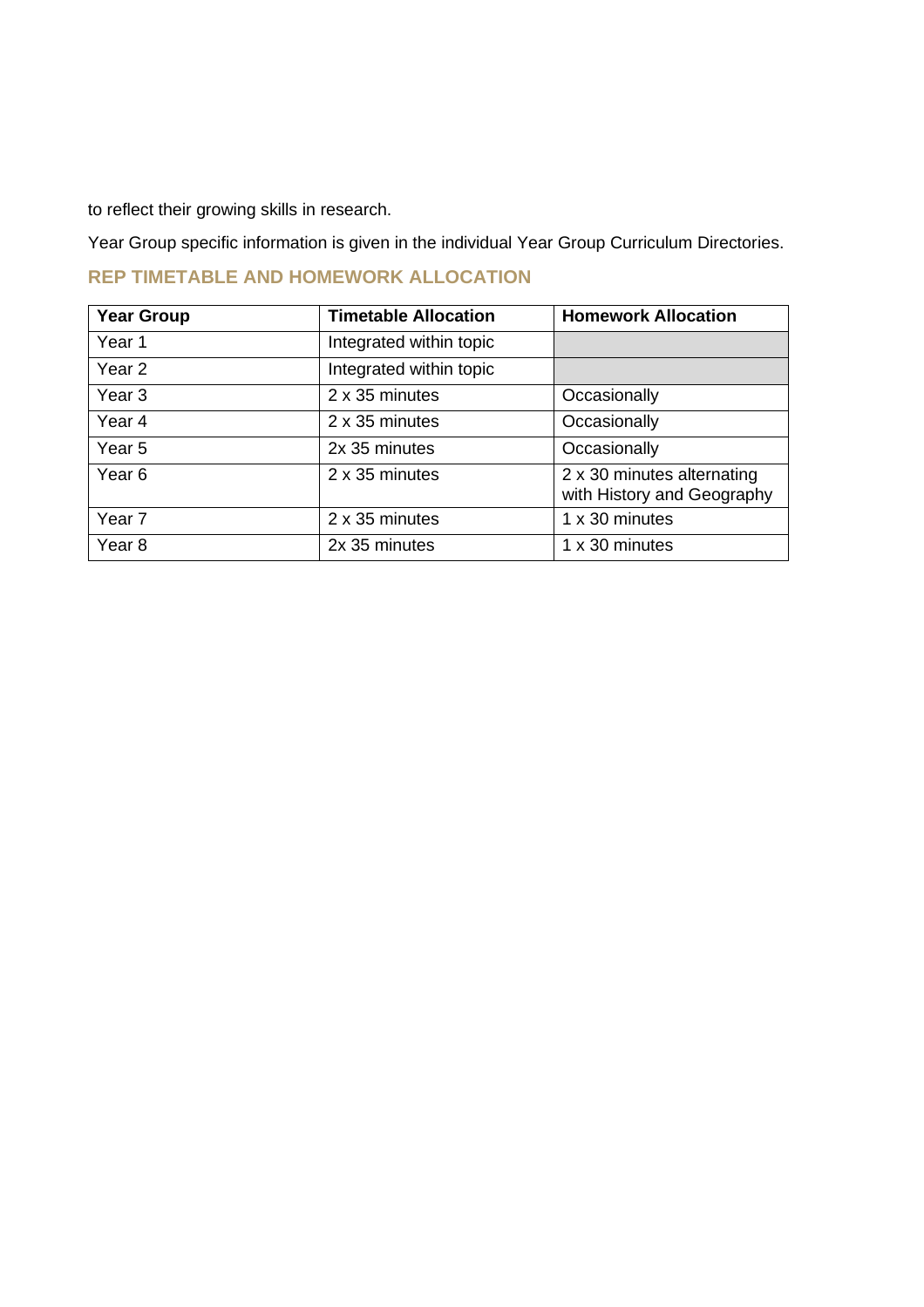to reflect their growing skills in research.

Year Group specific information is given in the individual Year Group Curriculum Directories.

## REP TIMETABLE AND HOMEWORK ALLOCATION

| Year Group | Timetable Allocation | Homework Allocation |
|---|---|---|
| Year 1 | Integrated within topic | |
| Year 2 | Integrated within topic | |
| Year 3 | 2 x 35 minutes | Occasionally |
| Year 4 | 2 x 35 minutes | Occasionally |
| Year 5 | 2x 35 minutes | Occasionally |
| Year 6 | 2 x 35 minutes | 2 x 30 minutes alternating with History and Geography |
| Year 7 | 2 x 35 minutes | 1 x 30 minutes |
| Year 8 | 2x 35 minutes | 1 x 30 minutes |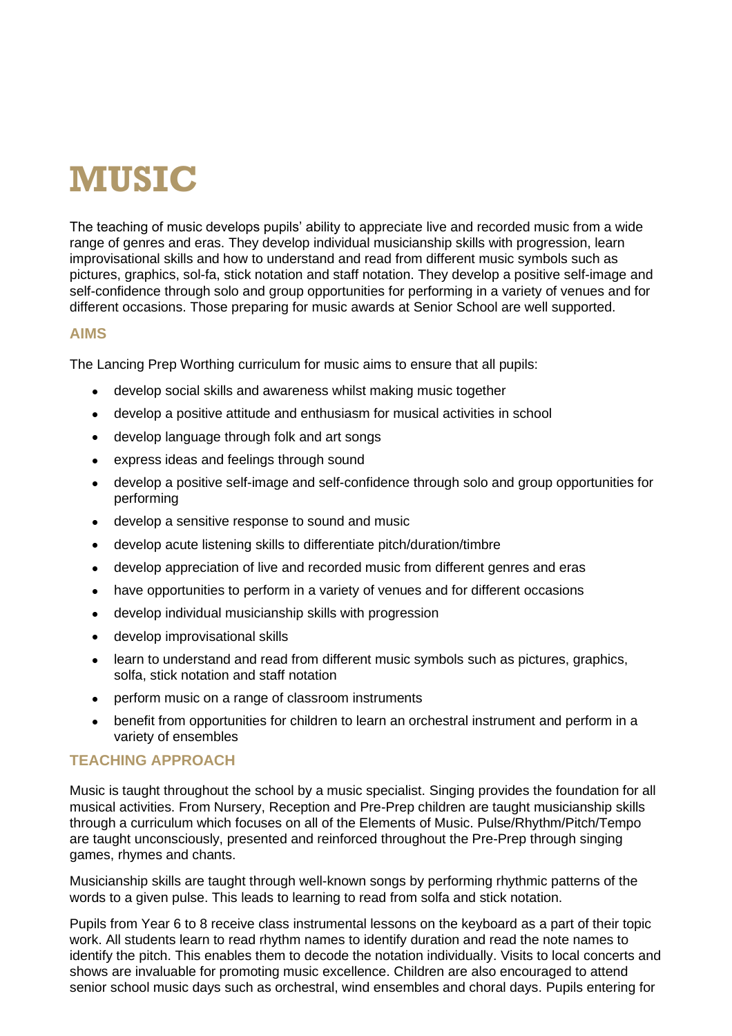# MUSIC

The teaching of music develops pupils' ability to appreciate live and recorded music from a wide range of genres and eras. They develop individual musicianship skills with progression, learn improvisational skills and how to understand and read from different music symbols such as pictures, graphics, sol-fa, stick notation and staff notation. They develop a positive self-image and self-confidence through solo and group opportunities for performing in a variety of venues and for different occasions. Those preparing for music awards at Senior School are well supported.

## AIMS

The Lancing Prep Worthing curriculum for music aims to ensure that all pupils:

- develop social skills and awareness whilst making music together
- develop a positive attitude and enthusiasm for musical activities in school
- develop language through folk and art songs
- express ideas and feelings through sound
- develop a positive self-image and self-confidence through solo and group opportunities for performing
- develop a sensitive response to sound and music
- develop acute listening skills to differentiate pitch/duration/timbre
- develop appreciation of live and recorded music from different genres and eras
- have opportunities to perform in a variety of venues and for different occasions
- develop individual musicianship skills with progression
- develop improvisational skills
- learn to understand and read from different music symbols such as pictures, graphics, solfa, stick notation and staff notation
- perform music on a range of classroom instruments
- benefit from opportunities for children to learn an orchestral instrument and perform in a variety of ensembles

## TEACHING APPROACH

Music is taught throughout the school by a music specialist. Singing provides the foundation for all musical activities. From Nursery, Reception and Pre-Prep children are taught musicianship skills through a curriculum which focuses on all of the Elements of Music. Pulse/Rhythm/Pitch/Tempo are taught unconsciously, presented and reinforced throughout the Pre-Prep through singing games, rhymes and chants.

Musicianship skills are taught through well-known songs by performing rhythmic patterns of the words to a given pulse. This leads to learning to read from solfa and stick notation.

Pupils from Year 6 to 8 receive class instrumental lessons on the keyboard as a part of their topic work. All students learn to read rhythm names to identify duration and read the note names to identify the pitch. This enables them to decode the notation individually. Visits to local concerts and shows are invaluable for promoting music excellence. Children are also encouraged to attend senior school music days such as orchestral, wind ensembles and choral days. Pupils entering for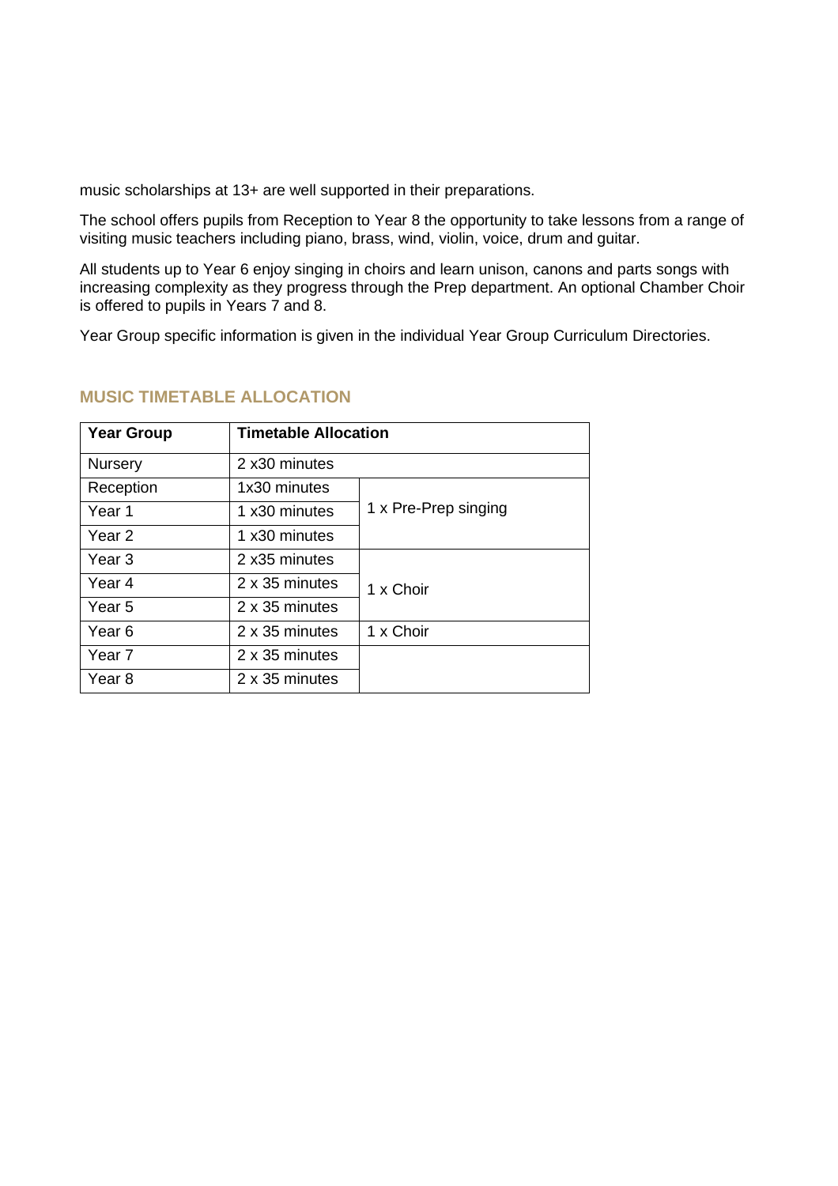music scholarships at 13+ are well supported in their preparations.

The school offers pupils from Reception to Year 8 the opportunity to take lessons from a range of visiting music teachers including piano, brass, wind, violin, voice, drum and guitar.

All students up to Year 6 enjoy singing in choirs and learn unison, canons and parts songs with increasing complexity as they progress through the Prep department. An optional Chamber Choir is offered to pupils in Years 7 and 8.

Year Group specific information is given in the individual Year Group Curriculum Directories.

## MUSIC TIMETABLE ALLOCATION

| Year Group | Timetable Allocation | |
|---|---|---|
| Nursery | 2 x30 minutes | |
| Reception | 1x30 minutes | 1 x Pre-Prep singing |
| Year 1 | 1 x30 minutes | |
| Year 2 | 1 x30 minutes | |
| Year 3 | 2 x35 minutes | 1 x Choir |
| Year 4 | 2 x 35 minutes | |
| Year 5 | 2 x 35 minutes | |
| Year 6 | 2 x 35 minutes | 1 x Choir |
| Year 7 | 2 x 35 minutes | |
| Year 8 | 2 x 35 minutes | |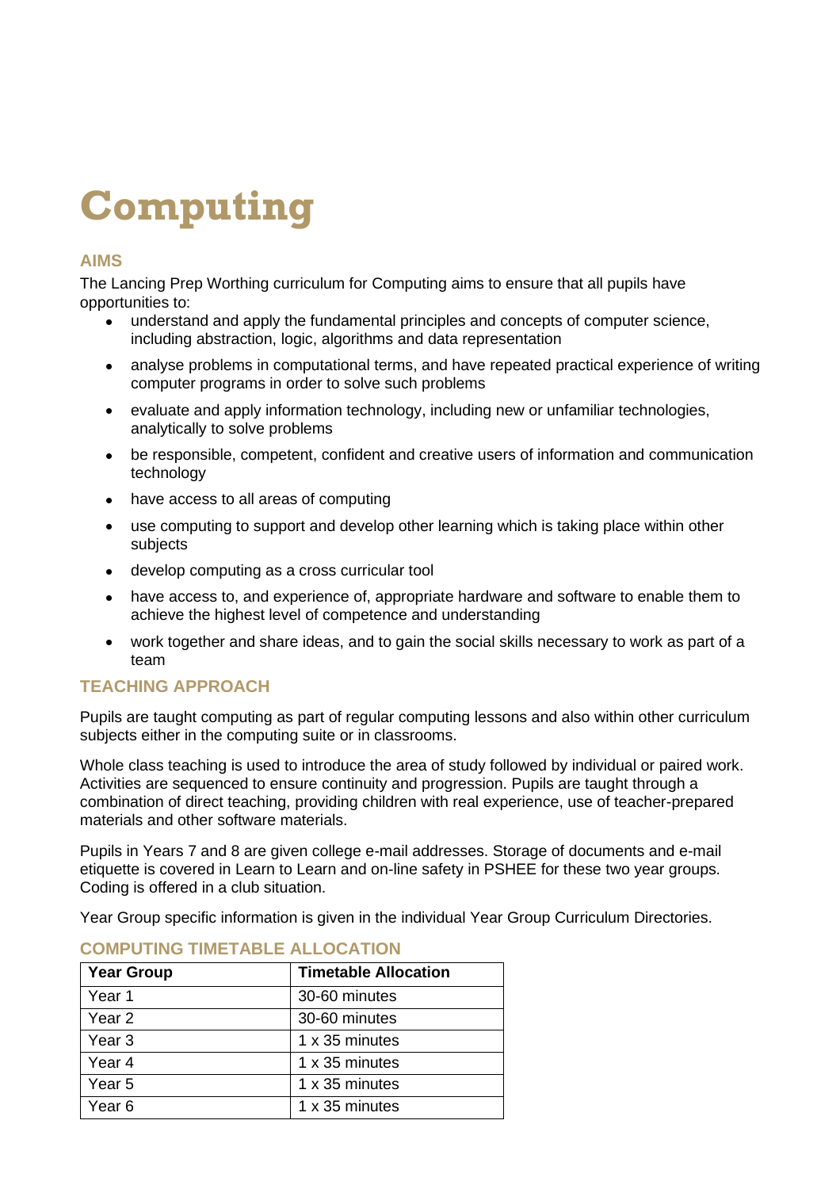# Computing

## AIMS

The Lancing Prep Worthing curriculum for Computing aims to ensure that all pupils have opportunities to:

- understand and apply the fundamental principles and concepts of computer science, including abstraction, logic, algorithms and data representation
- analyse problems in computational terms, and have repeated practical experience of writing computer programs in order to solve such problems
- evaluate and apply information technology, including new or unfamiliar technologies, analytically to solve problems
- be responsible, competent, confident and creative users of information and communication technology
- have access to all areas of computing
- use computing to support and develop other learning which is taking place within other subjects
- develop computing as a cross curricular tool
- have access to, and experience of, appropriate hardware and software to enable them to achieve the highest level of competence and understanding
- work together and share ideas, and to gain the social skills necessary to work as part of a team

## TEACHING APPROACH

Pupils are taught computing as part of regular computing lessons and also within other curriculum subjects either in the computing suite or in classrooms.

Whole class teaching is used to introduce the area of study followed by individual or paired work. Activities are sequenced to ensure continuity and progression. Pupils are taught through a combination of direct teaching, providing children with real experience, use of teacher-prepared materials and other software materials.

Pupils in Years 7 and 8 are given college e-mail addresses. Storage of documents and e-mail etiquette is covered in Learn to Learn and on-line safety in PSHEE for these two year groups. Coding is offered in a club situation.

Year Group specific information is given in the individual Year Group Curriculum Directories.

## COMPUTING TIMETABLE ALLOCATION

| Year Group | Timetable Allocation |
|---|---|
| Year 1 | 30-60 minutes |
| Year 2 | 30-60 minutes |
| Year 3 | 1 x 35 minutes |
| Year 4 | 1 x 35 minutes |
| Year 5 | 1 x 35 minutes |
| Year 6 | 1 x 35 minutes |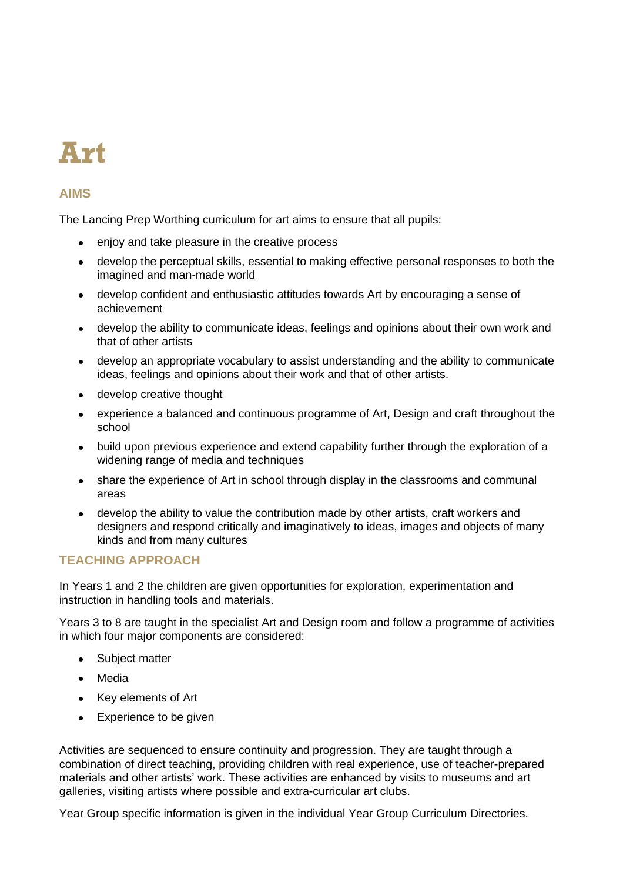# Art

## AIMS

The Lancing Prep Worthing curriculum for art aims to ensure that all pupils:

- enjoy and take pleasure in the creative process
- develop the perceptual skills, essential to making effective personal responses to both the imagined and man-made world
- develop confident and enthusiastic attitudes towards Art by encouraging a sense of achievement
- develop the ability to communicate ideas, feelings and opinions about their own work and that of other artists
- develop an appropriate vocabulary to assist understanding and the ability to communicate ideas, feelings and opinions about their work and that of other artists.
- develop creative thought
- experience a balanced and continuous programme of Art, Design and craft throughout the school
- build upon previous experience and extend capability further through the exploration of a widening range of media and techniques
- share the experience of Art in school through display in the classrooms and communal areas
- develop the ability to value the contribution made by other artists, craft workers and designers and respond critically and imaginatively to ideas, images and objects of many kinds and from many cultures

## TEACHING APPROACH

In Years 1 and 2 the children are given opportunities for exploration, experimentation and instruction in handling tools and materials.

Years 3 to 8 are taught in the specialist Art and Design room and follow a programme of activities in which four major components are considered:

- Subject matter
- Media
- Key elements of Art
- Experience to be given

Activities are sequenced to ensure continuity and progression. They are taught through a combination of direct teaching, providing children with real experience, use of teacher-prepared materials and other artists' work. These activities are enhanced by visits to museums and art galleries, visiting artists where possible and extra-curricular art clubs.

Year Group specific information is given in the individual Year Group Curriculum Directories.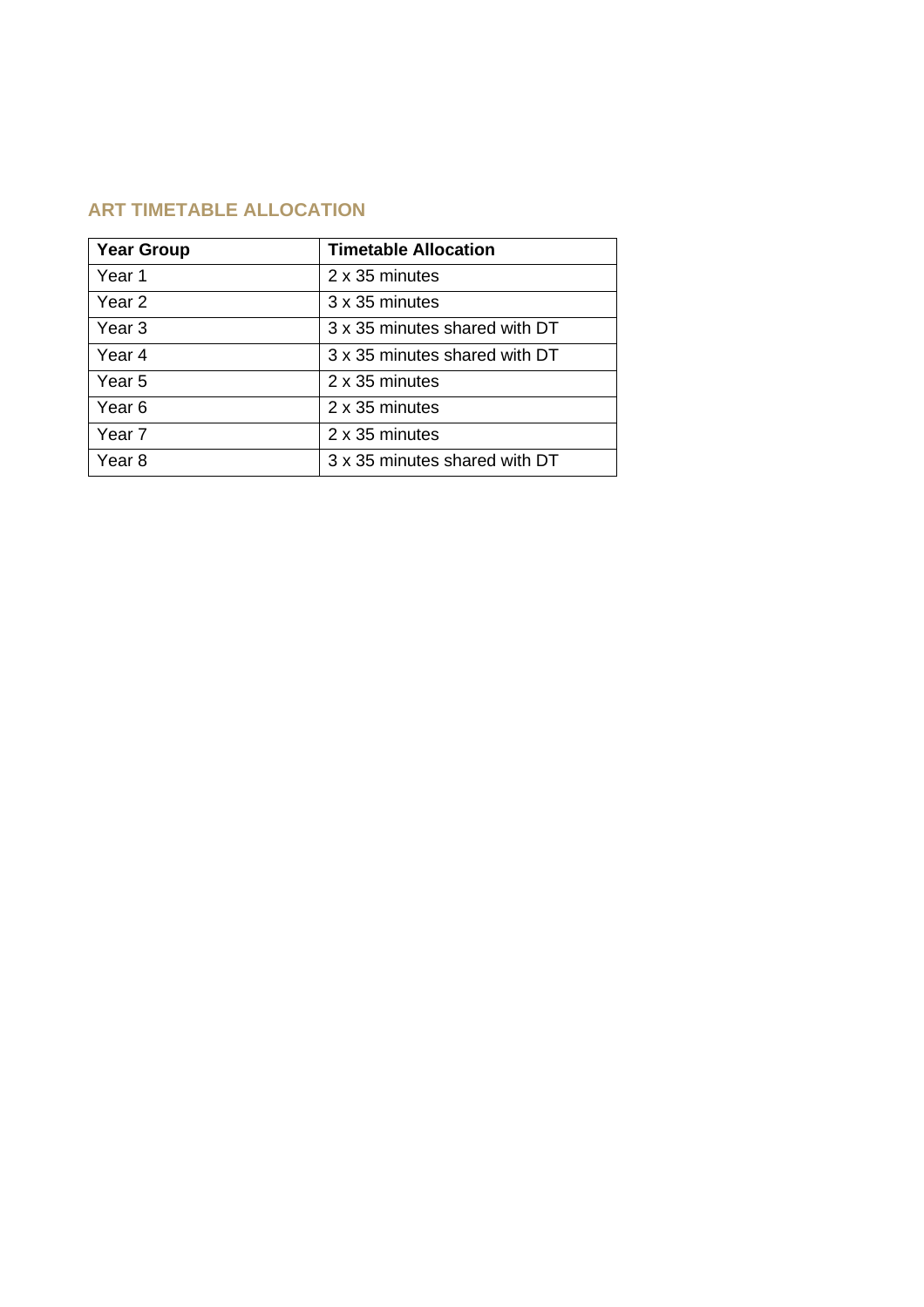## ART TIMETABLE ALLOCATION

| Year Group | Timetable Allocation |
| --- | --- |
| Year 1 | 2 x 35 minutes |
| Year 2 | 3 x 35 minutes |
| Year 3 | 3 x 35 minutes shared with DT |
| Year 4 | 3 x 35 minutes shared with DT |
| Year 5 | 2 x 35 minutes |
| Year 6 | 2 x 35 minutes |
| Year 7 | 2 x 35 minutes |
| Year 8 | 3 x 35 minutes shared with DT |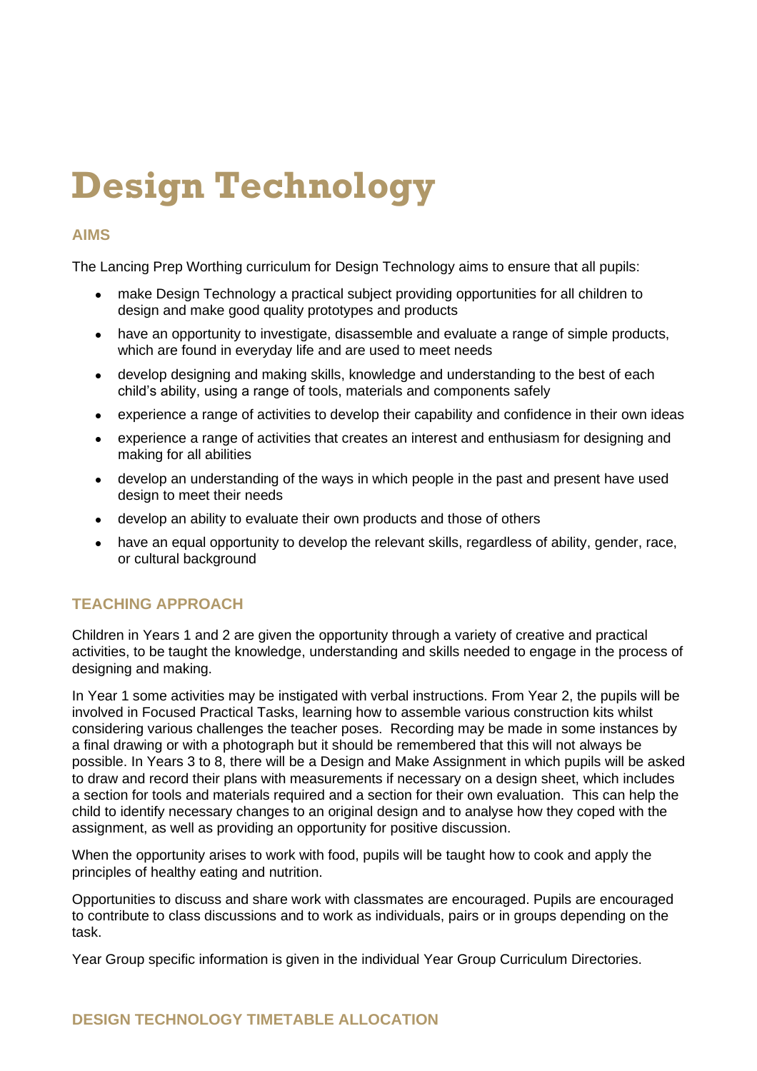# Design Technology

## AIMS

The Lancing Prep Worthing curriculum for Design Technology aims to ensure that all pupils:

- make Design Technology a practical subject providing opportunities for all children to design and make good quality prototypes and products
- have an opportunity to investigate, disassemble and evaluate a range of simple products, which are found in everyday life and are used to meet needs
- develop designing and making skills, knowledge and understanding to the best of each child's ability, using a range of tools, materials and components safely
- experience a range of activities to develop their capability and confidence in their own ideas
- experience a range of activities that creates an interest and enthusiasm for designing and making for all abilities
- develop an understanding of the ways in which people in the past and present have used design to meet their needs
- develop an ability to evaluate their own products and those of others
- have an equal opportunity to develop the relevant skills, regardless of ability, gender, race, or cultural background

## TEACHING APPROACH

Children in Years 1 and 2 are given the opportunity through a variety of creative and practical activities, to be taught the knowledge, understanding and skills needed to engage in the process of designing and making.

In Year 1 some activities may be instigated with verbal instructions. From Year 2, the pupils will be involved in Focused Practical Tasks, learning how to assemble various construction kits whilst considering various challenges the teacher poses. Recording may be made in some instances by a final drawing or with a photograph but it should be remembered that this will not always be possible. In Years 3 to 8, there will be a Design and Make Assignment in which pupils will be asked to draw and record their plans with measurements if necessary on a design sheet, which includes a section for tools and materials required and a section for their own evaluation. This can help the child to identify necessary changes to an original design and to analyse how they coped with the assignment, as well as providing an opportunity for positive discussion.

When the opportunity arises to work with food, pupils will be taught how to cook and apply the principles of healthy eating and nutrition.

Opportunities to discuss and share work with classmates are encouraged. Pupils are encouraged to contribute to class discussions and to work as individuals, pairs or in groups depending on the task.

Year Group specific information is given in the individual Year Group Curriculum Directories.

## DESIGN TECHNOLOGY TIMETABLE ALLOCATION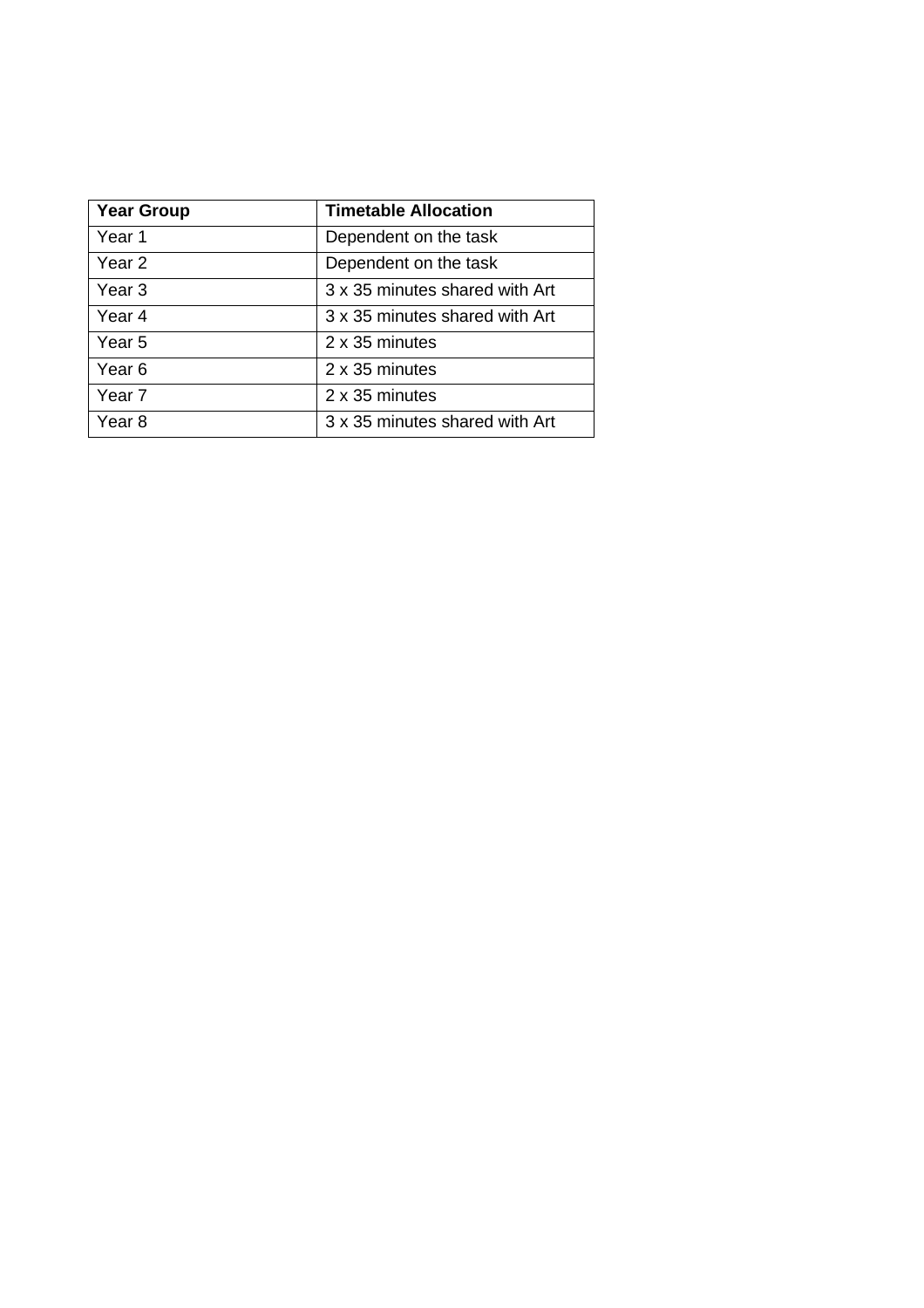| Year Group | Timetable Allocation |
| --- | --- |
| Year 1 | Dependent on the task |
| Year 2 | Dependent on the task |
| Year 3 | 3 x 35 minutes shared with Art |
| Year 4 | 3 x 35 minutes shared with Art |
| Year 5 | 2 x 35 minutes |
| Year 6 | 2 x 35 minutes |
| Year 7 | 2 x 35 minutes |
| Year 8 | 3 x 35 minutes shared with Art |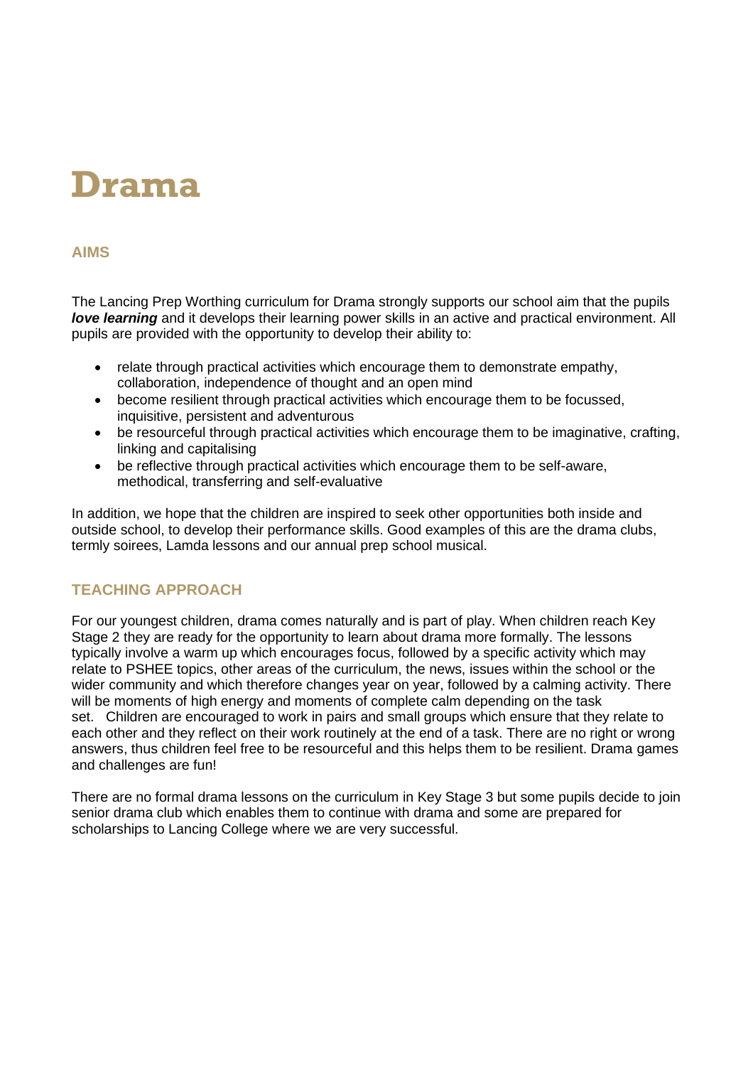# Drama

## AIMS

The Lancing Prep Worthing curriculum for Drama strongly supports our school aim that the pupils ***love learning*** and it develops their learning power skills in an active and practical environment. All pupils are provided with the opportunity to develop their ability to:

- relate through practical activities which encourage them to demonstrate empathy, collaboration, independence of thought and an open mind
- become resilient through practical activities which encourage them to be focussed, inquisitive, persistent and adventurous
- be resourceful through practical activities which encourage them to be imaginative, crafting, linking and capitalising
- be reflective through practical activities which encourage them to be self-aware, methodical, transferring and self-evaluative

In addition, we hope that the children are inspired to seek other opportunities both inside and outside school, to develop their performance skills. Good examples of this are the drama clubs, termly soirees, Lamda lessons and our annual prep school musical.

## TEACHING APPROACH

For our youngest children, drama comes naturally and is part of play. When children reach Key Stage 2 they are ready for the opportunity to learn about drama more formally. The lessons typically involve a warm up which encourages focus, followed by a specific activity which may relate to PSHEE topics, other areas of the curriculum, the news, issues within the school or the wider community and which therefore changes year on year, followed by a calming activity. There will be moments of high energy and moments of complete calm depending on the task set. Children are encouraged to work in pairs and small groups which ensure that they relate to each other and they reflect on their work routinely at the end of a task. There are no right or wrong answers, thus children feel free to be resourceful and this helps them to be resilient. Drama games and challenges are fun!

There are no formal drama lessons on the curriculum in Key Stage 3 but some pupils decide to join senior drama club which enables them to continue with drama and some are prepared for scholarships to Lancing College where we are very successful.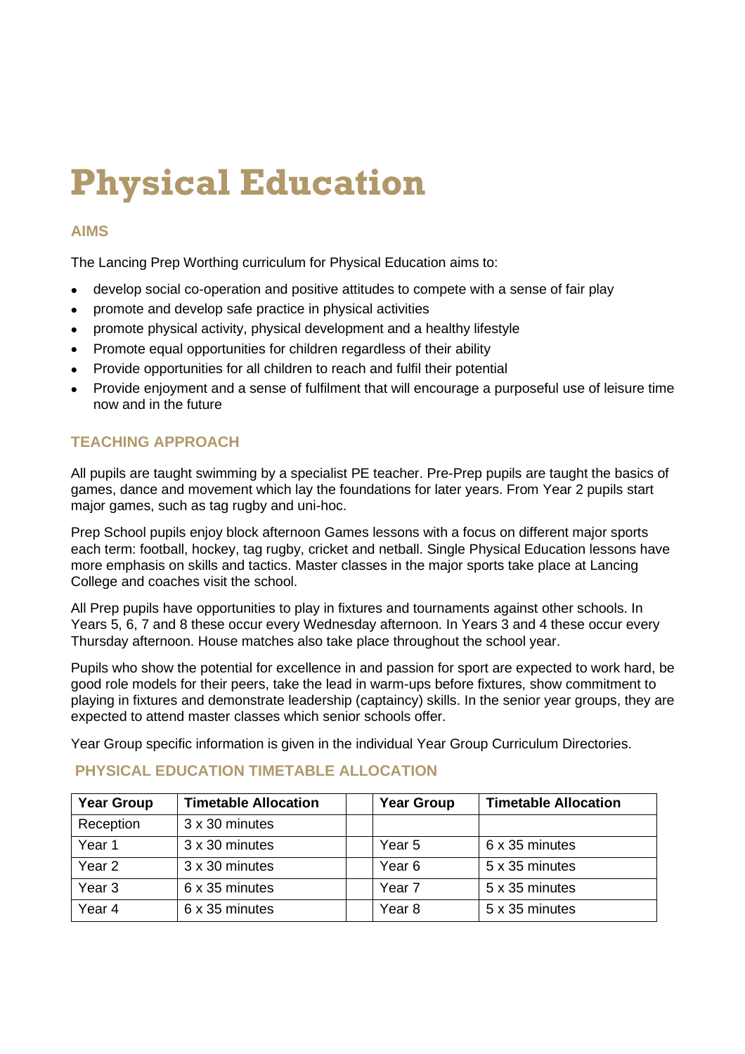# Physical Education

## AIMS

The Lancing Prep Worthing curriculum for Physical Education aims to:

- develop social co-operation and positive attitudes to compete with a sense of fair play
- promote and develop safe practice in physical activities
- promote physical activity, physical development and a healthy lifestyle
- Promote equal opportunities for children regardless of their ability
- Provide opportunities for all children to reach and fulfil their potential
- Provide enjoyment and a sense of fulfilment that will encourage a purposeful use of leisure time now and in the future

## TEACHING APPROACH

All pupils are taught swimming by a specialist PE teacher. Pre-Prep pupils are taught the basics of games, dance and movement which lay the foundations for later years. From Year 2 pupils start major games, such as tag rugby and uni-hoc.

Prep School pupils enjoy block afternoon Games lessons with a focus on different major sports each term: football, hockey, tag rugby, cricket and netball. Single Physical Education lessons have more emphasis on skills and tactics. Master classes in the major sports take place at Lancing College and coaches visit the school.

All Prep pupils have opportunities to play in fixtures and tournaments against other schools. In Years 5, 6, 7 and 8 these occur every Wednesday afternoon. In Years 3 and 4 these occur every Thursday afternoon. House matches also take place throughout the school year.

Pupils who show the potential for excellence in and passion for sport are expected to work hard, be good role models for their peers, take the lead in warm-ups before fixtures, show commitment to playing in fixtures and demonstrate leadership (captaincy) skills. In the senior year groups, they are expected to attend master classes which senior schools offer.

Year Group specific information is given in the individual Year Group Curriculum Directories.

## PHYSICAL EDUCATION TIMETABLE ALLOCATION

| Year Group | Timetable Allocation | | Year Group | Timetable Allocation |
|---|---|---|---|---|
| Reception | 3 x 30 minutes | | | |
| Year 1 | 3 x 30 minutes | | Year 5 | 6 x 35 minutes |
| Year 2 | 3 x 30 minutes | | Year 6 | 5 x 35 minutes |
| Year 3 | 6 x 35 minutes | | Year 7 | 5 x 35 minutes |
| Year 4 | 6 x 35 minutes | | Year 8 | 5 x 35 minutes |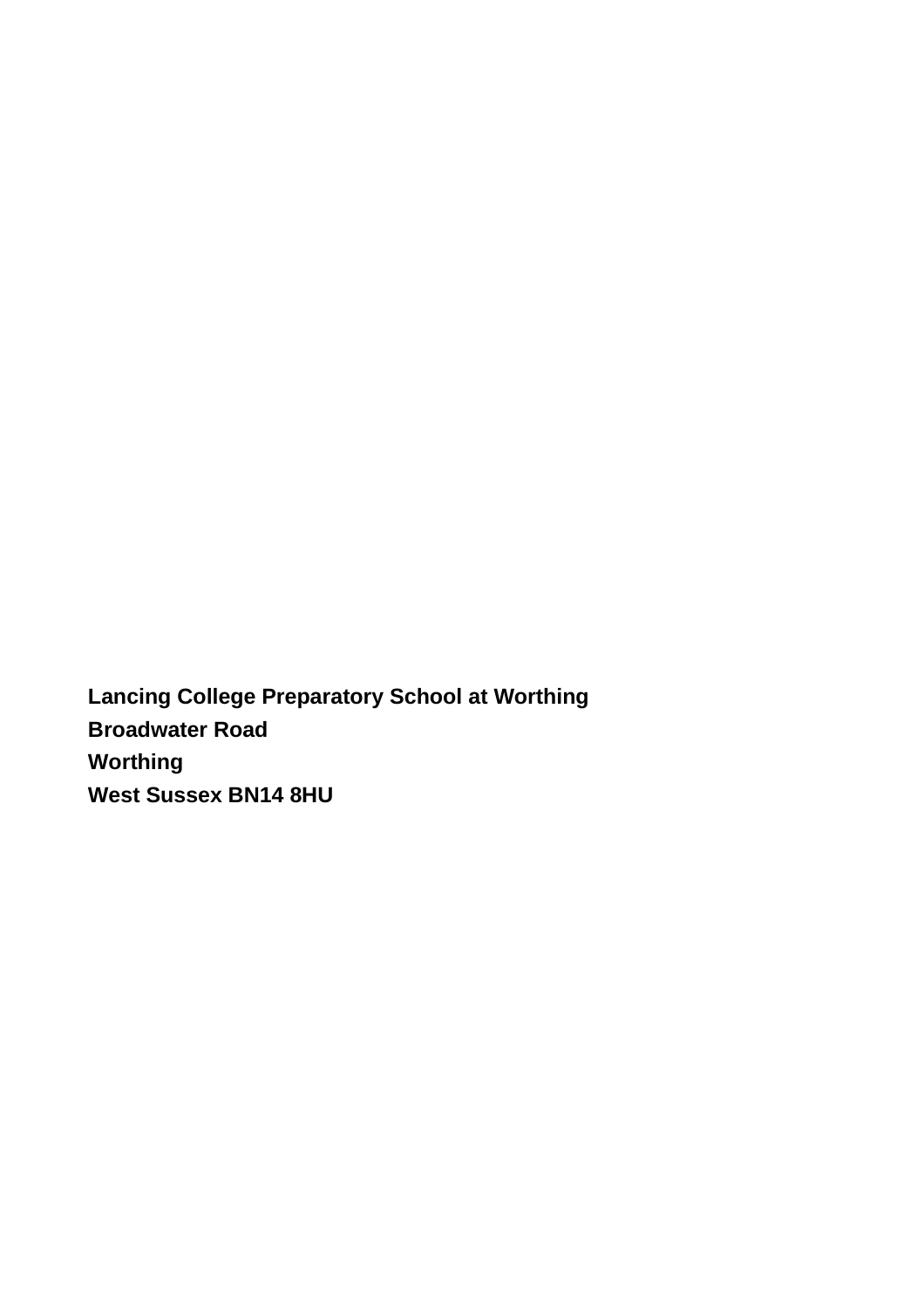**Lancing College Preparatory School at Worthing**
**Broadwater Road**
**Worthing**
**West Sussex BN14 8HU**